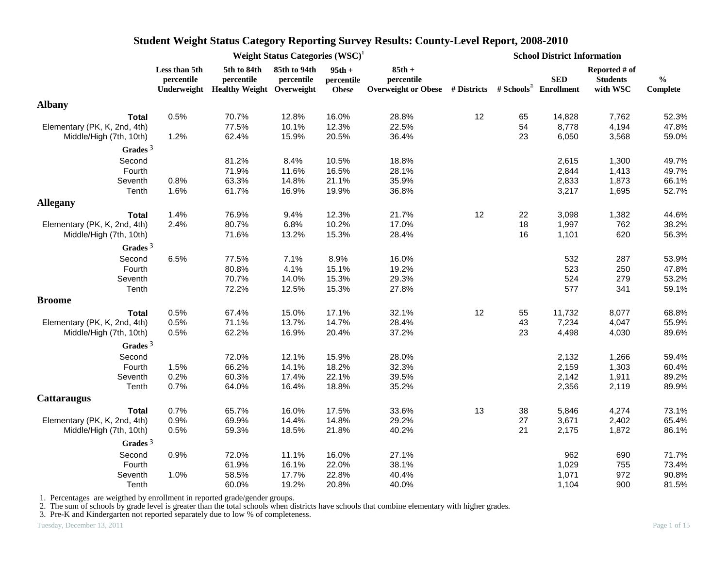# Student Weight Status Category Reporting Survey Results: County-Level Report, 2008-2010

| | Weight Status Categories (WSC)[1] | | | | | School District Information | | | | |
|---|---|---|---|---|---|---|---|---|---|---|
| | Less than 5th percentile Underweight | 5th to 84th percentile Healthy Weight | 85th to 94th percentile Overweight | 95th + percentile Obese | 85th + percentile Overweight or Obese | # Districts | # Schools[2] | SED Enrollment | Reported # of Students with WSC | % Complete |
| **Albany** | | | | | | | | | | |
| **Total** | 0.5% | 70.7% | 12.8% | 16.0% | 28.8% | 12 | 65 | 14,828 | 7,762 | 52.3% |
| Elementary (PK, K, 2nd, 4th) | | 77.5% | 10.1% | 12.3% | 22.5% | | 54 | 8,778 | 4,194 | 47.8% |
| Middle/High (7th, 10th) | 1.2% | 62.4% | 15.9% | 20.5% | 36.4% | | 23 | 6,050 | 3,568 | 59.0% |
| **Grades** [3] | | | | | | | | | | |
| Second | | 81.2% | 8.4% | 10.5% | 18.8% | | | 2,615 | 1,300 | 49.7% |
| Fourth | | 71.9% | 11.6% | 16.5% | 28.1% | | | 2,844 | 1,413 | 49.7% |
| Seventh | 0.8% | 63.3% | 14.8% | 21.1% | 35.9% | | | 2,833 | 1,873 | 66.1% |
| Tenth | 1.6% | 61.7% | 16.9% | 19.9% | 36.8% | | | 3,217 | 1,695 | 52.7% |
| **Allegany** | | | | | | | | | | |
| **Total** | 1.4% | 76.9% | 9.4% | 12.3% | 21.7% | 12 | 22 | 3,098 | 1,382 | 44.6% |
| Elementary (PK, K, 2nd, 4th) | 2.4% | 80.7% | 6.8% | 10.2% | 17.0% | | 18 | 1,997 | 762 | 38.2% |
| Middle/High (7th, 10th) | | 71.6% | 13.2% | 15.3% | 28.4% | | 16 | 1,101 | 620 | 56.3% |
| **Grades** [3] | | | | | | | | | | |
| Second | 6.5% | 77.5% | 7.1% | 8.9% | 16.0% | | | 532 | 287 | 53.9% |
| Fourth | | 80.8% | 4.1% | 15.1% | 19.2% | | | 523 | 250 | 47.8% |
| Seventh | | 70.7% | 14.0% | 15.3% | 29.3% | | | 524 | 279 | 53.2% |
| Tenth | | 72.2% | 12.5% | 15.3% | 27.8% | | | 577 | 341 | 59.1% |
| **Broome** | | | | | | | | | | |
| **Total** | 0.5% | 67.4% | 15.0% | 17.1% | 32.1% | 12 | 55 | 11,732 | 8,077 | 68.8% |
| Elementary (PK, K, 2nd, 4th) | 0.5% | 71.1% | 13.7% | 14.7% | 28.4% | | 43 | 7,234 | 4,047 | 55.9% |
| Middle/High (7th, 10th) | 0.5% | 62.2% | 16.9% | 20.4% | 37.2% | | 23 | 4,498 | 4,030 | 89.6% |
| **Grades** [3] | | | | | | | | | | |
| Second | | 72.0% | 12.1% | 15.9% | 28.0% | | | 2,132 | 1,266 | 59.4% |
| Fourth | 1.5% | 66.2% | 14.1% | 18.2% | 32.3% | | | 2,159 | 1,303 | 60.4% |
| Seventh | 0.2% | 60.3% | 17.4% | 22.1% | 39.5% | | | 2,142 | 1,911 | 89.2% |
| Tenth | 0.7% | 64.0% | 16.4% | 18.8% | 35.2% | | | 2,356 | 2,119 | 89.9% |
| **Cattaraugus** | | | | | | | | | | |
| **Total** | 0.7% | 65.7% | 16.0% | 17.5% | 33.6% | 13 | 38 | 5,846 | 4,274 | 73.1% |
| Elementary (PK, K, 2nd, 4th) | 0.9% | 69.9% | 14.4% | 14.8% | 29.2% | | 27 | 3,671 | 2,402 | 65.4% |
| Middle/High (7th, 10th) | 0.5% | 59.3% | 18.5% | 21.8% | 40.2% | | 21 | 2,175 | 1,872 | 86.1% |
| **Grades** [3] | | | | | | | | | | |
| Second | 0.9% | 72.0% | 11.1% | 16.0% | 27.1% | | | 962 | 690 | 71.7% |
| Fourth | | 61.9% | 16.1% | 22.0% | 38.1% | | | 1,029 | 755 | 73.4% |
| Seventh | 1.0% | 58.5% | 17.7% | 22.8% | 40.4% | | | 1,071 | 972 | 90.8% |
| Tenth | | 60.0% | 19.2% | 20.8% | 40.0% | | | 1,104 | 900 | 81.5% |

1. Percentages are weigthed by enrollment in reported grade/gender groups.
2. The sum of schools by grade level is greater than the total schools when districts have schools that combine elementary with higher grades.
3. Pre-K and Kindergarten not reported separately due to low % of completeness.

Tuesday, December 13, 2011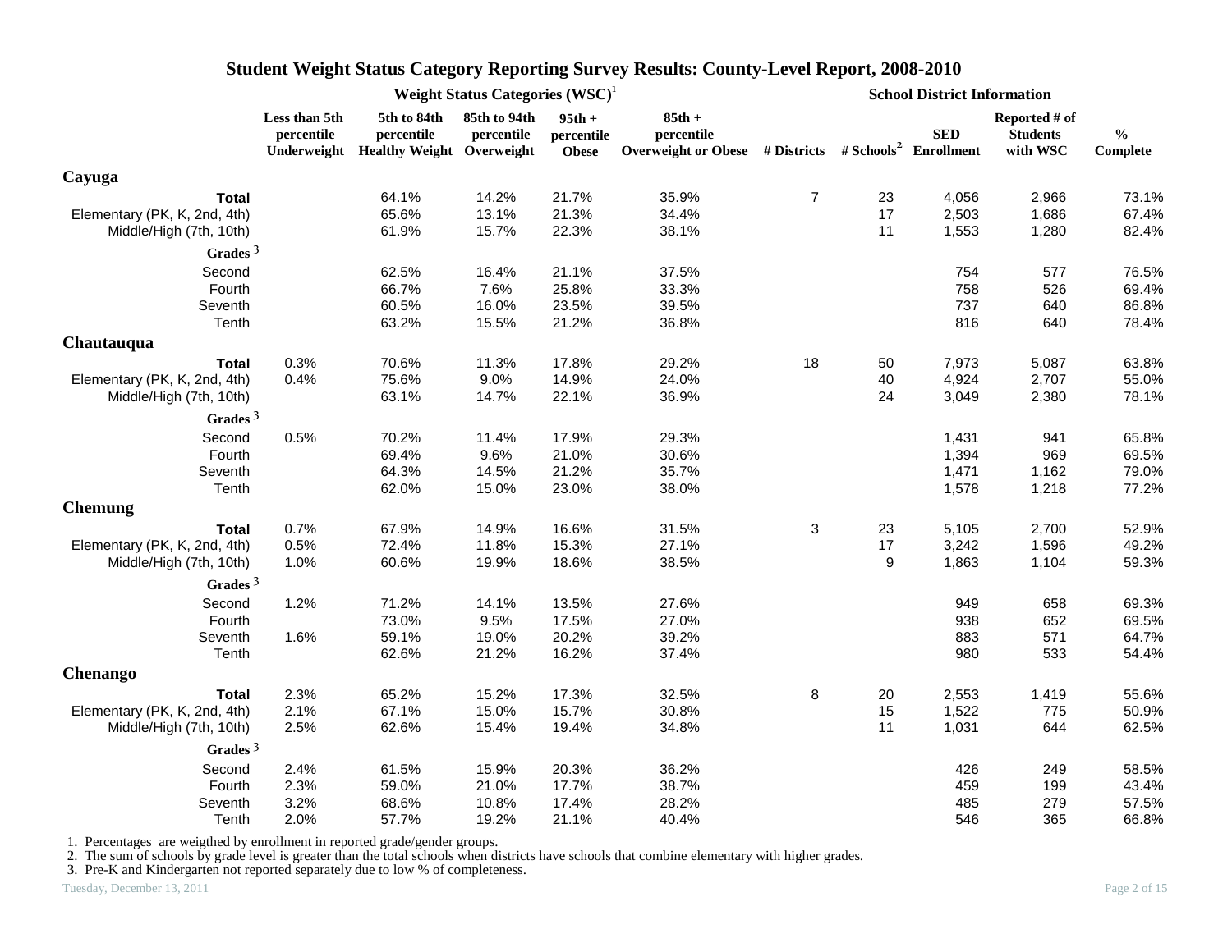# Student Weight Status Category Reporting Survey Results: County-Level Report, 2008-2010

| | Weight Status Categories (WSC)[1] | | | | | School District Information | | | | |
|---|---|---|---|---|---|---|---|---|---|---|
| | Less than 5th percentile Underweight | 5th to 84th percentile Healthy Weight | 85th to 94th percentile Overweight | 95th + percentile Obese | 85th + percentile Overweight or Obese | # Districts | # Schools[2] | SED Enrollment | Reported # of Students with WSC | % Complete |
| **Cayuga** | | | | | | | | | | |
| **Total** | | 64.1% | 14.2% | 21.7% | 35.9% | 7 | 23 | 4,056 | 2,966 | 73.1% |
| Elementary (PK, K, 2nd, 4th) | | 65.6% | 13.1% | 21.3% | 34.4% | | 17 | 2,503 | 1,686 | 67.4% |
| Middle/High (7th, 10th) | | 61.9% | 15.7% | 22.3% | 38.1% | | 11 | 1,553 | 1,280 | 82.4% |
| **Grades** [3] | | | | | | | | | | |
| Second | | 62.5% | 16.4% | 21.1% | 37.5% | | | 754 | 577 | 76.5% |
| Fourth | | 66.7% | 7.6% | 25.8% | 33.3% | | | 758 | 526 | 69.4% |
| Seventh | | 60.5% | 16.0% | 23.5% | 39.5% | | | 737 | 640 | 86.8% |
| Tenth | | 63.2% | 15.5% | 21.2% | 36.8% | | | 816 | 640 | 78.4% |
| **Chautauqua** | | | | | | | | | | |
| **Total** | 0.3% | 70.6% | 11.3% | 17.8% | 29.2% | 18 | 50 | 7,973 | 5,087 | 63.8% |
| Elementary (PK, K, 2nd, 4th) | 0.4% | 75.6% | 9.0% | 14.9% | 24.0% | | 40 | 4,924 | 2,707 | 55.0% |
| Middle/High (7th, 10th) | | 63.1% | 14.7% | 22.1% | 36.9% | | 24 | 3,049 | 2,380 | 78.1% |
| **Grades** [3] | | | | | | | | | | |
| Second | 0.5% | 70.2% | 11.4% | 17.9% | 29.3% | | | 1,431 | 941 | 65.8% |
| Fourth | | 69.4% | 9.6% | 21.0% | 30.6% | | | 1,394 | 969 | 69.5% |
| Seventh | | 64.3% | 14.5% | 21.2% | 35.7% | | | 1,471 | 1,162 | 79.0% |
| Tenth | | 62.0% | 15.0% | 23.0% | 38.0% | | | 1,578 | 1,218 | 77.2% |
| **Chemung** | | | | | | | | | | |
| **Total** | 0.7% | 67.9% | 14.9% | 16.6% | 31.5% | 3 | 23 | 5,105 | 2,700 | 52.9% |
| Elementary (PK, K, 2nd, 4th) | 0.5% | 72.4% | 11.8% | 15.3% | 27.1% | | 17 | 3,242 | 1,596 | 49.2% |
| Middle/High (7th, 10th) | 1.0% | 60.6% | 19.9% | 18.6% | 38.5% | | 9 | 1,863 | 1,104 | 59.3% |
| **Grades** [3] | | | | | | | | | | |
| Second | 1.2% | 71.2% | 14.1% | 13.5% | 27.6% | | | 949 | 658 | 69.3% |
| Fourth | | 73.0% | 9.5% | 17.5% | 27.0% | | | 938 | 652 | 69.5% |
| Seventh | 1.6% | 59.1% | 19.0% | 20.2% | 39.2% | | | 883 | 571 | 64.7% |
| Tenth | | 62.6% | 21.2% | 16.2% | 37.4% | | | 980 | 533 | 54.4% |
| **Chenango** | | | | | | | | | | |
| **Total** | 2.3% | 65.2% | 15.2% | 17.3% | 32.5% | 8 | 20 | 2,553 | 1,419 | 55.6% |
| Elementary (PK, K, 2nd, 4th) | 2.1% | 67.1% | 15.0% | 15.7% | 30.8% | | 15 | 1,522 | 775 | 50.9% |
| Middle/High (7th, 10th) | 2.5% | 62.6% | 15.4% | 19.4% | 34.8% | | 11 | 1,031 | 644 | 62.5% |
| **Grades** [3] | | | | | | | | | | |
| Second | 2.4% | 61.5% | 15.9% | 20.3% | 36.2% | | | 426 | 249 | 58.5% |
| Fourth | 2.3% | 59.0% | 21.0% | 17.7% | 38.7% | | | 459 | 199 | 43.4% |
| Seventh | 3.2% | 68.6% | 10.8% | 17.4% | 28.2% | | | 485 | 279 | 57.5% |
| Tenth | 2.0% | 57.7% | 19.2% | 21.1% | 40.4% | | | 546 | 365 | 66.8% |

1. Percentages are weigthed by enrollment in reported grade/gender groups.
2. The sum of schools by grade level is greater than the total schools when districts have schools that combine elementary with higher grades.
3. Pre-K and Kindergarten not reported separately due to low % of completeness.

Tuesday, December 13, 2011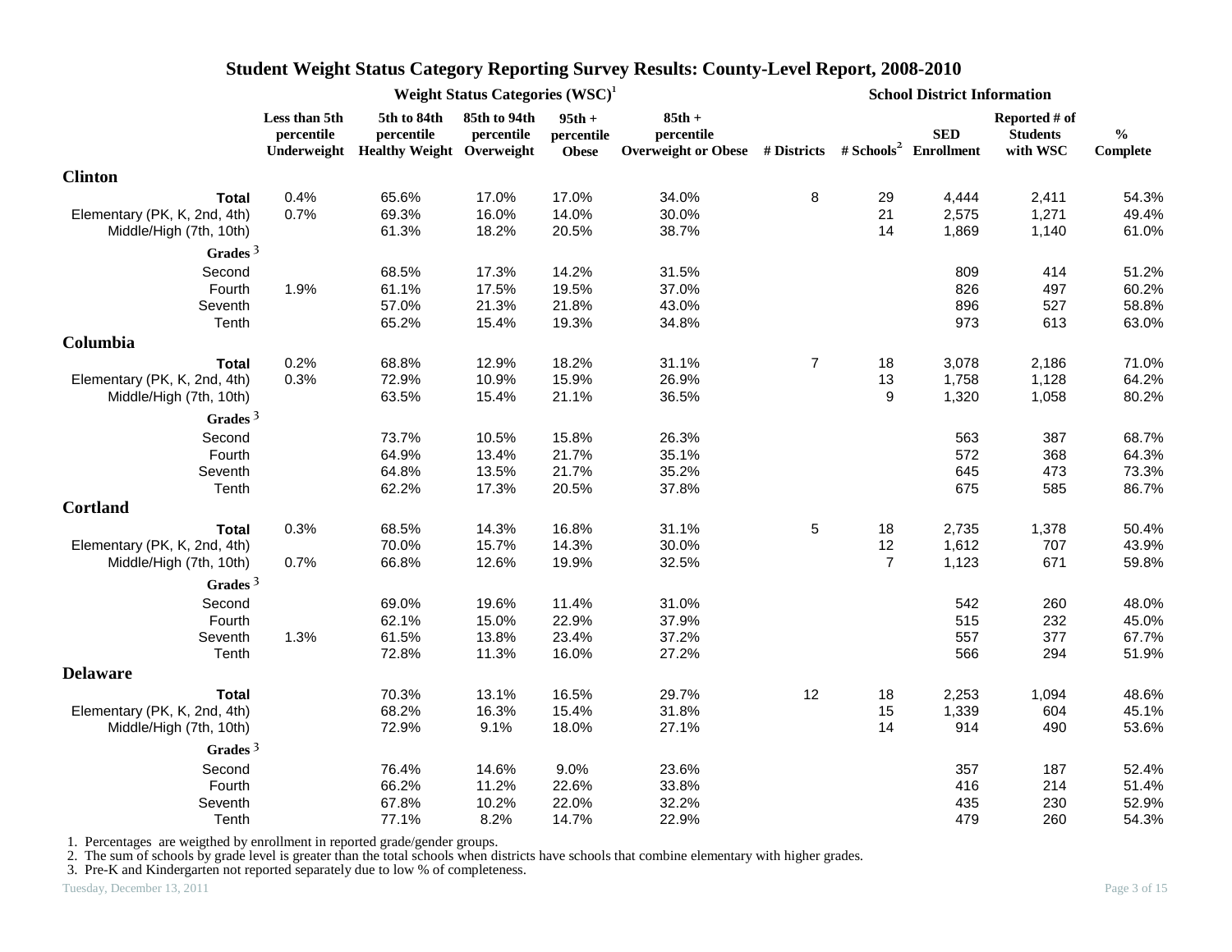# Student Weight Status Category Reporting Survey Results: County-Level Report, 2008-2010

| | Weight Status Categories (WSC)[1] | | | | | School District Information | | | | |
|---|---|---|---|---|---|---|---|---|---|---|
| | Less than 5th percentile Underweight | 5th to 84th percentile Healthy Weight | 85th to 94th percentile Overweight | 95th + percentile Obese | 85th + percentile Overweight or Obese | # Districts | # Schools[2] | SED Enrollment | Reported # of Students with WSC | % Complete |
| **Clinton** | | | | | | | | | | |
| **Total** | 0.4% | 65.6% | 17.0% | 17.0% | 34.0% | 8 | 29 | 4,444 | 2,411 | 54.3% |
| Elementary (PK, K, 2nd, 4th) | 0.7% | 69.3% | 16.0% | 14.0% | 30.0% | | 21 | 2,575 | 1,271 | 49.4% |
| Middle/High (7th, 10th) | | 61.3% | 18.2% | 20.5% | 38.7% | | 14 | 1,869 | 1,140 | 61.0% |
| **Grades**[3] | | | | | | | | | | |
| Second | | 68.5% | 17.3% | 14.2% | 31.5% | | | 809 | 414 | 51.2% |
| Fourth | 1.9% | 61.1% | 17.5% | 19.5% | 37.0% | | | 826 | 497 | 60.2% |
| Seventh | | 57.0% | 21.3% | 21.8% | 43.0% | | | 896 | 527 | 58.8% |
| Tenth | | 65.2% | 15.4% | 19.3% | 34.8% | | | 973 | 613 | 63.0% |
| **Columbia** | | | | | | | | | | |
| **Total** | 0.2% | 68.8% | 12.9% | 18.2% | 31.1% | 7 | 18 | 3,078 | 2,186 | 71.0% |
| Elementary (PK, K, 2nd, 4th) | 0.3% | 72.9% | 10.9% | 15.9% | 26.9% | | 13 | 1,758 | 1,128 | 64.2% |
| Middle/High (7th, 10th) | | 63.5% | 15.4% | 21.1% | 36.5% | | 9 | 1,320 | 1,058 | 80.2% |
| **Grades**[3] | | | | | | | | | | |
| Second | | 73.7% | 10.5% | 15.8% | 26.3% | | | 563 | 387 | 68.7% |
| Fourth | | 64.9% | 13.4% | 21.7% | 35.1% | | | 572 | 368 | 64.3% |
| Seventh | | 64.8% | 13.5% | 21.7% | 35.2% | | | 645 | 473 | 73.3% |
| Tenth | | 62.2% | 17.3% | 20.5% | 37.8% | | | 675 | 585 | 86.7% |
| **Cortland** | | | | | | | | | | |
| **Total** | 0.3% | 68.5% | 14.3% | 16.8% | 31.1% | 5 | 18 | 2,735 | 1,378 | 50.4% |
| Elementary (PK, K, 2nd, 4th) | | 70.0% | 15.7% | 14.3% | 30.0% | | 12 | 1,612 | 707 | 43.9% |
| Middle/High (7th, 10th) | 0.7% | 66.8% | 12.6% | 19.9% | 32.5% | | 7 | 1,123 | 671 | 59.8% |
| **Grades**[3] | | | | | | | | | | |
| Second | | 69.0% | 19.6% | 11.4% | 31.0% | | | 542 | 260 | 48.0% |
| Fourth | | 62.1% | 15.0% | 22.9% | 37.9% | | | 515 | 232 | 45.0% |
| Seventh | 1.3% | 61.5% | 13.8% | 23.4% | 37.2% | | | 557 | 377 | 67.7% |
| Tenth | | 72.8% | 11.3% | 16.0% | 27.2% | | | 566 | 294 | 51.9% |
| **Delaware** | | | | | | | | | | |
| **Total** | | 70.3% | 13.1% | 16.5% | 29.7% | 12 | 18 | 2,253 | 1,094 | 48.6% |
| Elementary (PK, K, 2nd, 4th) | | 68.2% | 16.3% | 15.4% | 31.8% | | 15 | 1,339 | 604 | 45.1% |
| Middle/High (7th, 10th) | | 72.9% | 9.1% | 18.0% | 27.1% | | 14 | 914 | 490 | 53.6% |
| **Grades**[3] | | | | | | | | | | |
| Second | | 76.4% | 14.6% | 9.0% | 23.6% | | | 357 | 187 | 52.4% |
| Fourth | | 66.2% | 11.2% | 22.6% | 33.8% | | | 416 | 214 | 51.4% |
| Seventh | | 67.8% | 10.2% | 22.0% | 32.2% | | | 435 | 230 | 52.9% |
| Tenth | | 77.1% | 8.2% | 14.7% | 22.9% | | | 479 | 260 | 54.3% |

1. Percentages are weigthed by enrollment in reported grade/gender groups.
2. The sum of schools by grade level is greater than the total schools when districts have schools that combine elementary with higher grades.
3. Pre-K and Kindergarten not reported separately due to low % of completeness.

Tuesday, December 13, 2011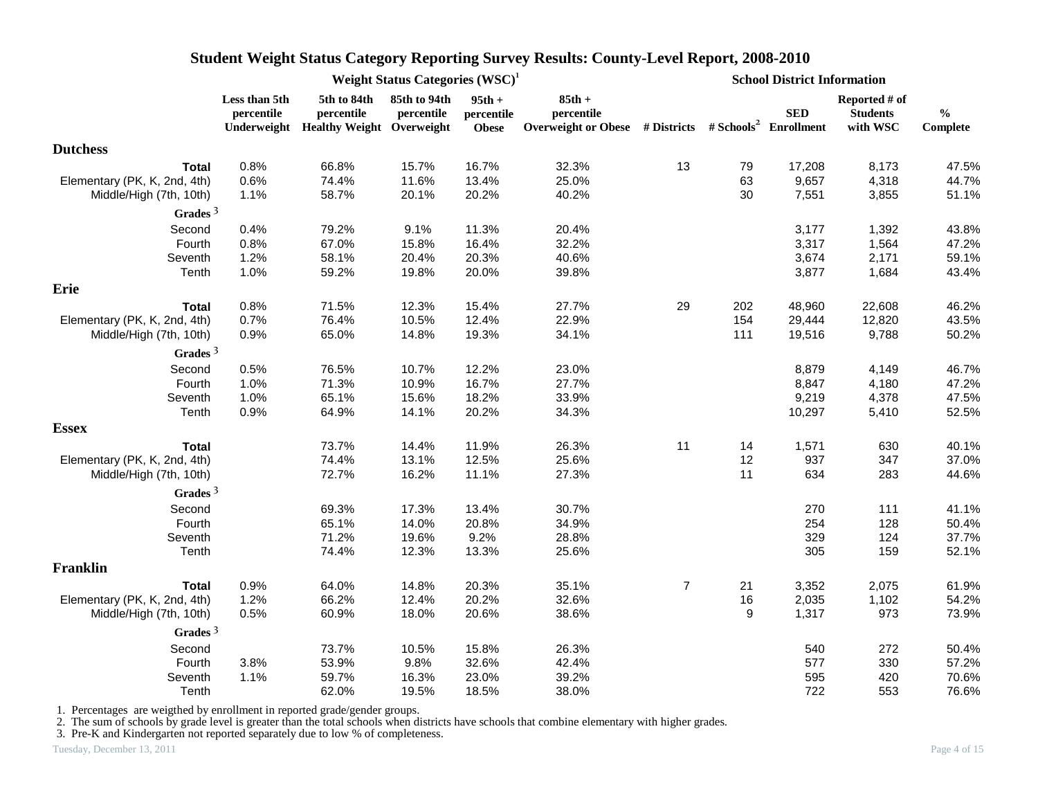# Student Weight Status Category Reporting Survey Results: County-Level Report, 2008-2010

| | Weight Status Categories (WSC)[1] | | | | | School District Information | | | | |
|---|---|---|---|---|---|---|---|---|---|---|
| | Less than 5th percentile Underweight | 5th to 84th percentile Healthy Weight | 85th to 94th percentile Overweight | 95th + percentile Obese | 85th + percentile Overweight or Obese | # Districts | # Schools[2] | SED Enrollment | Reported # of Students with WSC | % Complete |
| **Dutchess** | | | | | | | | | | |
| **Total** | 0.8% | 66.8% | 15.7% | 16.7% | 32.3% | 13 | 79 | 17,208 | 8,173 | 47.5% |
| Elementary (PK, K, 2nd, 4th) | 0.6% | 74.4% | 11.6% | 13.4% | 25.0% | | 63 | 9,657 | 4,318 | 44.7% |
| Middle/High (7th, 10th) | 1.1% | 58.7% | 20.1% | 20.2% | 40.2% | | 30 | 7,551 | 3,855 | 51.1% |
| **Grades**[3] | | | | | | | | | | |
| Second | 0.4% | 79.2% | 9.1% | 11.3% | 20.4% | | | 3,177 | 1,392 | 43.8% |
| Fourth | 0.8% | 67.0% | 15.8% | 16.4% | 32.2% | | | 3,317 | 1,564 | 47.2% |
| Seventh | 1.2% | 58.1% | 20.4% | 20.3% | 40.6% | | | 3,674 | 2,171 | 59.1% |
| Tenth | 1.0% | 59.2% | 19.8% | 20.0% | 39.8% | | | 3,877 | 1,684 | 43.4% |
| **Erie** | | | | | | | | | | |
| **Total** | 0.8% | 71.5% | 12.3% | 15.4% | 27.7% | 29 | 202 | 48,960 | 22,608 | 46.2% |
| Elementary (PK, K, 2nd, 4th) | 0.7% | 76.4% | 10.5% | 12.4% | 22.9% | | 154 | 29,444 | 12,820 | 43.5% |
| Middle/High (7th, 10th) | 0.9% | 65.0% | 14.8% | 19.3% | 34.1% | | 111 | 19,516 | 9,788 | 50.2% |
| **Grades**[3] | | | | | | | | | | |
| Second | 0.5% | 76.5% | 10.7% | 12.2% | 23.0% | | | 8,879 | 4,149 | 46.7% |
| Fourth | 1.0% | 71.3% | 10.9% | 16.7% | 27.7% | | | 8,847 | 4,180 | 47.2% |
| Seventh | 1.0% | 65.1% | 15.6% | 18.2% | 33.9% | | | 9,219 | 4,378 | 47.5% |
| Tenth | 0.9% | 64.9% | 14.1% | 20.2% | 34.3% | | | 10,297 | 5,410 | 52.5% |
| **Essex** | | | | | | | | | | |
| **Total** | | 73.7% | 14.4% | 11.9% | 26.3% | 11 | 14 | 1,571 | 630 | 40.1% |
| Elementary (PK, K, 2nd, 4th) | | 74.4% | 13.1% | 12.5% | 25.6% | | 12 | 937 | 347 | 37.0% |
| Middle/High (7th, 10th) | | 72.7% | 16.2% | 11.1% | 27.3% | | 11 | 634 | 283 | 44.6% |
| **Grades**[3] | | | | | | | | | | |
| Second | | 69.3% | 17.3% | 13.4% | 30.7% | | | 270 | 111 | 41.1% |
| Fourth | | 65.1% | 14.0% | 20.8% | 34.9% | | | 254 | 128 | 50.4% |
| Seventh | | 71.2% | 19.6% | 9.2% | 28.8% | | | 329 | 124 | 37.7% |
| Tenth | | 74.4% | 12.3% | 13.3% | 25.6% | | | 305 | 159 | 52.1% |
| **Franklin** | | | | | | | | | | |
| **Total** | 0.9% | 64.0% | 14.8% | 20.3% | 35.1% | 7 | 21 | 3,352 | 2,075 | 61.9% |
| Elementary (PK, K, 2nd, 4th) | 1.2% | 66.2% | 12.4% | 20.2% | 32.6% | | 16 | 2,035 | 1,102 | 54.2% |
| Middle/High (7th, 10th) | 0.5% | 60.9% | 18.0% | 20.6% | 38.6% | | 9 | 1,317 | 973 | 73.9% |
| **Grades**[3] | | | | | | | | | | |
| Second | | 73.7% | 10.5% | 15.8% | 26.3% | | | 540 | 272 | 50.4% |
| Fourth | 3.8% | 53.9% | 9.8% | 32.6% | 42.4% | | | 577 | 330 | 57.2% |
| Seventh | 1.1% | 59.7% | 16.3% | 23.0% | 39.2% | | | 595 | 420 | 70.6% |
| Tenth | | 62.0% | 19.5% | 18.5% | 38.0% | | | 722 | 553 | 76.6% |

1. Percentages are weigthed by enrollment in reported grade/gender groups.
2. The sum of schools by grade level is greater than the total schools when districts have schools that combine elementary with higher grades.
3. Pre-K and Kindergarten not reported separately due to low % of completeness.

Tuesday, December 13, 2011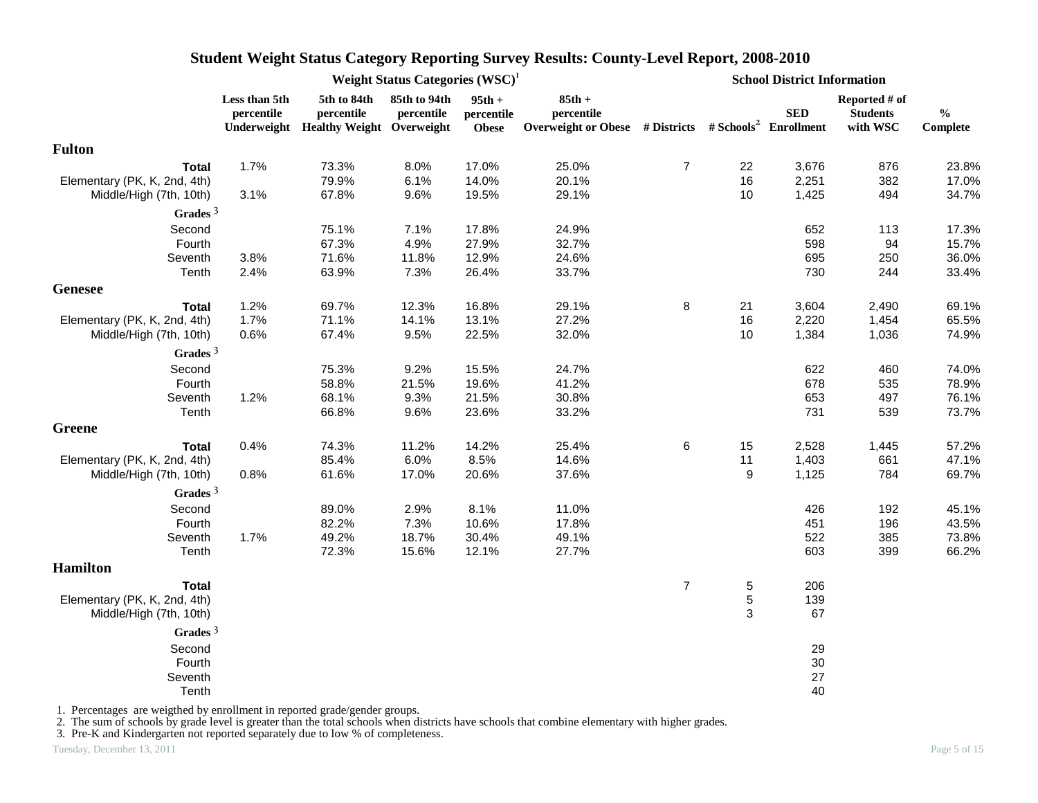# Student Weight Status Category Reporting Survey Results: County-Level Report, 2008-2010

| | Weight Status Categories (WSC)[1] | | | | | School District Information | | | | |
|---|---|---|---|---|---|---|---|---|---|---|
| | Less than 5th percentile Underweight | 5th to 84th percentile Healthy Weight | 85th to 94th percentile Overweight | 95th + percentile Obese | 85th + percentile Overweight or Obese | # Districts | # Schools[2] | SED Enrollment | Reported # of Students with WSC | % Complete |
| **Fulton** | | | | | | | | | | |
| **Total** | 1.7% | 73.3% | 8.0% | 17.0% | 25.0% | 7 | 22 | 3,676 | 876 | 23.8% |
| Elementary (PK, K, 2nd, 4th) | | 79.9% | 6.1% | 14.0% | 20.1% | | 16 | 2,251 | 382 | 17.0% |
| Middle/High (7th, 10th) | 3.1% | 67.8% | 9.6% | 19.5% | 29.1% | | 10 | 1,425 | 494 | 34.7% |
| **Grades** [3] | | | | | | | | | | |
| Second | | 75.1% | 7.1% | 17.8% | 24.9% | | | 652 | 113 | 17.3% |
| Fourth | | 67.3% | 4.9% | 27.9% | 32.7% | | | 598 | 94 | 15.7% |
| Seventh | 3.8% | 71.6% | 11.8% | 12.9% | 24.6% | | | 695 | 250 | 36.0% |
| Tenth | 2.4% | 63.9% | 7.3% | 26.4% | 33.7% | | | 730 | 244 | 33.4% |
| **Genesee** | | | | | | | | | | |
| **Total** | 1.2% | 69.7% | 12.3% | 16.8% | 29.1% | 8 | 21 | 3,604 | 2,490 | 69.1% |
| Elementary (PK, K, 2nd, 4th) | 1.7% | 71.1% | 14.1% | 13.1% | 27.2% | | 16 | 2,220 | 1,454 | 65.5% |
| Middle/High (7th, 10th) | 0.6% | 67.4% | 9.5% | 22.5% | 32.0% | | 10 | 1,384 | 1,036 | 74.9% |
| **Grades** [3] | | | | | | | | | | |
| Second | | 75.3% | 9.2% | 15.5% | 24.7% | | | 622 | 460 | 74.0% |
| Fourth | | 58.8% | 21.5% | 19.6% | 41.2% | | | 678 | 535 | 78.9% |
| Seventh | 1.2% | 68.1% | 9.3% | 21.5% | 30.8% | | | 653 | 497 | 76.1% |
| Tenth | | 66.8% | 9.6% | 23.6% | 33.2% | | | 731 | 539 | 73.7% |
| **Greene** | | | | | | | | | | |
| **Total** | 0.4% | 74.3% | 11.2% | 14.2% | 25.4% | 6 | 15 | 2,528 | 1,445 | 57.2% |
| Elementary (PK, K, 2nd, 4th) | | 85.4% | 6.0% | 8.5% | 14.6% | | 11 | 1,403 | 661 | 47.1% |
| Middle/High (7th, 10th) | 0.8% | 61.6% | 17.0% | 20.6% | 37.6% | | 9 | 1,125 | 784 | 69.7% |
| **Grades** [3] | | | | | | | | | | |
| Second | | 89.0% | 2.9% | 8.1% | 11.0% | | | 426 | 192 | 45.1% |
| Fourth | | 82.2% | 7.3% | 10.6% | 17.8% | | | 451 | 196 | 43.5% |
| Seventh | 1.7% | 49.2% | 18.7% | 30.4% | 49.1% | | | 522 | 385 | 73.8% |
| Tenth | | 72.3% | 15.6% | 12.1% | 27.7% | | | 603 | 399 | 66.2% |
| **Hamilton** | | | | | | | | | | |
| **Total** | | | | | | 7 | 5 | 206 | | |
| Elementary (PK, K, 2nd, 4th) | | | | | | | 5 | 139 | | |
| Middle/High (7th, 10th) | | | | | | | 3 | 67 | | |
| **Grades** [3] | | | | | | | | | | |
| Second | | | | | | | | 29 | | |
| Fourth | | | | | | | | 30 | | |
| Seventh | | | | | | | | 27 | | |
| Tenth | | | | | | | | 40 | | |

1. Percentages are weigthed by enrollment in reported grade/gender groups.
2. The sum of schools by grade level is greater than the total schools when districts have schools that combine elementary with higher grades.
3. Pre-K and Kindergarten not reported separately due to low % of completeness.

Tuesday, December 13, 2011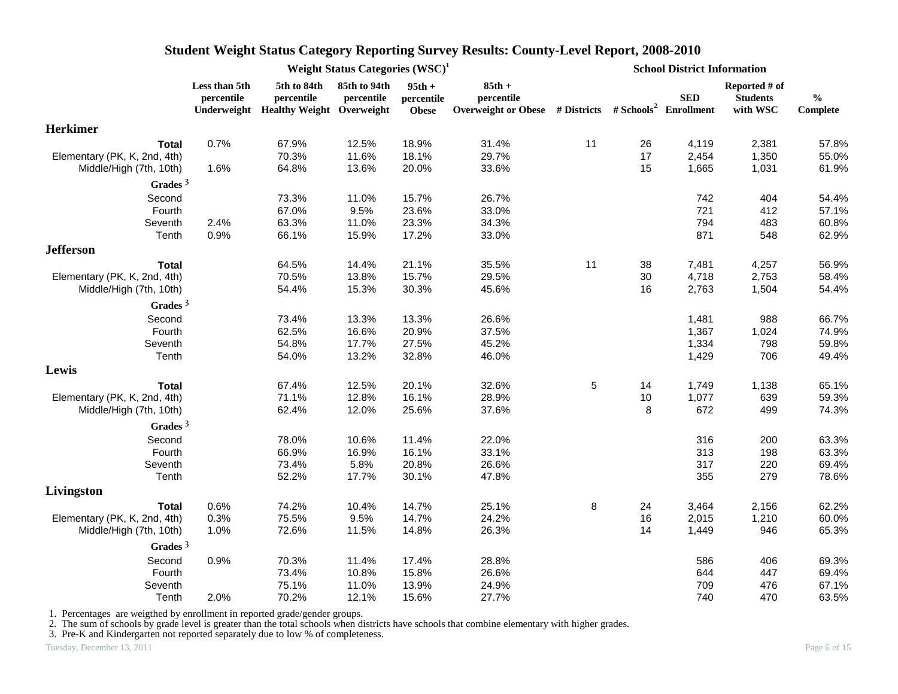# Student Weight Status Category Reporting Survey Results: County-Level Report, 2008-2010

| | Weight Status Categories (WSC)[1] | | | | | School District Information | | | | |
|---|---|---|---|---|---|---|---|---|---|---|
| | Less than 5th percentile Underweight | 5th to 84th percentile Healthy Weight | 85th to 94th percentile Overweight | 95th + percentile Obese | 85th + percentile Overweight or Obese | # Districts | # Schools[2] | SED Enrollment | Reported # of Students with WSC | % Complete |
| **Herkimer** | | | | | | | | | | |
| **Total** | 0.7% | 67.9% | 12.5% | 18.9% | 31.4% | 11 | 26 | 4,119 | 2,381 | 57.8% |
| Elementary (PK, K, 2nd, 4th) | | 70.3% | 11.6% | 18.1% | 29.7% | | 17 | 2,454 | 1,350 | 55.0% |
| Middle/High (7th, 10th) | 1.6% | 64.8% | 13.6% | 20.0% | 33.6% | | 15 | 1,665 | 1,031 | 61.9% |
| **Grades**[3] | | | | | | | | | | |
| Second | | 73.3% | 11.0% | 15.7% | 26.7% | | | 742 | 404 | 54.4% |
| Fourth | | 67.0% | 9.5% | 23.6% | 33.0% | | | 721 | 412 | 57.1% |
| Seventh | 2.4% | 63.3% | 11.0% | 23.3% | 34.3% | | | 794 | 483 | 60.8% |
| Tenth | 0.9% | 66.1% | 15.9% | 17.2% | 33.0% | | | 871 | 548 | 62.9% |
| **Jefferson** | | | | | | | | | | |
| **Total** | | 64.5% | 14.4% | 21.1% | 35.5% | 11 | 38 | 7,481 | 4,257 | 56.9% |
| Elementary (PK, K, 2nd, 4th) | | 70.5% | 13.8% | 15.7% | 29.5% | | 30 | 4,718 | 2,753 | 58.4% |
| Middle/High (7th, 10th) | | 54.4% | 15.3% | 30.3% | 45.6% | | 16 | 2,763 | 1,504 | 54.4% |
| **Grades**[3] | | | | | | | | | | |
| Second | | 73.4% | 13.3% | 13.3% | 26.6% | | | 1,481 | 988 | 66.7% |
| Fourth | | 62.5% | 16.6% | 20.9% | 37.5% | | | 1,367 | 1,024 | 74.9% |
| Seventh | | 54.8% | 17.7% | 27.5% | 45.2% | | | 1,334 | 798 | 59.8% |
| Tenth | | 54.0% | 13.2% | 32.8% | 46.0% | | | 1,429 | 706 | 49.4% |
| **Lewis** | | | | | | | | | | |
| **Total** | | 67.4% | 12.5% | 20.1% | 32.6% | 5 | 14 | 1,749 | 1,138 | 65.1% |
| Elementary (PK, K, 2nd, 4th) | | 71.1% | 12.8% | 16.1% | 28.9% | | 10 | 1,077 | 639 | 59.3% |
| Middle/High (7th, 10th) | | 62.4% | 12.0% | 25.6% | 37.6% | | 8 | 672 | 499 | 74.3% |
| **Grades**[3] | | | | | | | | | | |
| Second | | 78.0% | 10.6% | 11.4% | 22.0% | | | 316 | 200 | 63.3% |
| Fourth | | 66.9% | 16.9% | 16.1% | 33.1% | | | 313 | 198 | 63.3% |
| Seventh | | 73.4% | 5.8% | 20.8% | 26.6% | | | 317 | 220 | 69.4% |
| Tenth | | 52.2% | 17.7% | 30.1% | 47.8% | | | 355 | 279 | 78.6% |
| **Livingston** | | | | | | | | | | |
| **Total** | 0.6% | 74.2% | 10.4% | 14.7% | 25.1% | 8 | 24 | 3,464 | 2,156 | 62.2% |
| Elementary (PK, K, 2nd, 4th) | 0.3% | 75.5% | 9.5% | 14.7% | 24.2% | | 16 | 2,015 | 1,210 | 60.0% |
| Middle/High (7th, 10th) | 1.0% | 72.6% | 11.5% | 14.8% | 26.3% | | 14 | 1,449 | 946 | 65.3% |
| **Grades**[3] | | | | | | | | | | |
| Second | 0.9% | 70.3% | 11.4% | 17.4% | 28.8% | | | 586 | 406 | 69.3% |
| Fourth | | 73.4% | 10.8% | 15.8% | 26.6% | | | 644 | 447 | 69.4% |
| Seventh | | 75.1% | 11.0% | 13.9% | 24.9% | | | 709 | 476 | 67.1% |
| Tenth | 2.0% | 70.2% | 12.1% | 15.6% | 27.7% | | | 740 | 470 | 63.5% |

1. Percentages are weigthed by enrollment in reported grade/gender groups.
2. The sum of schools by grade level is greater than the total schools when districts have schools that combine elementary with higher grades.
3. Pre-K and Kindergarten not reported separately due to low % of completeness.

Tuesday, December 13, 2011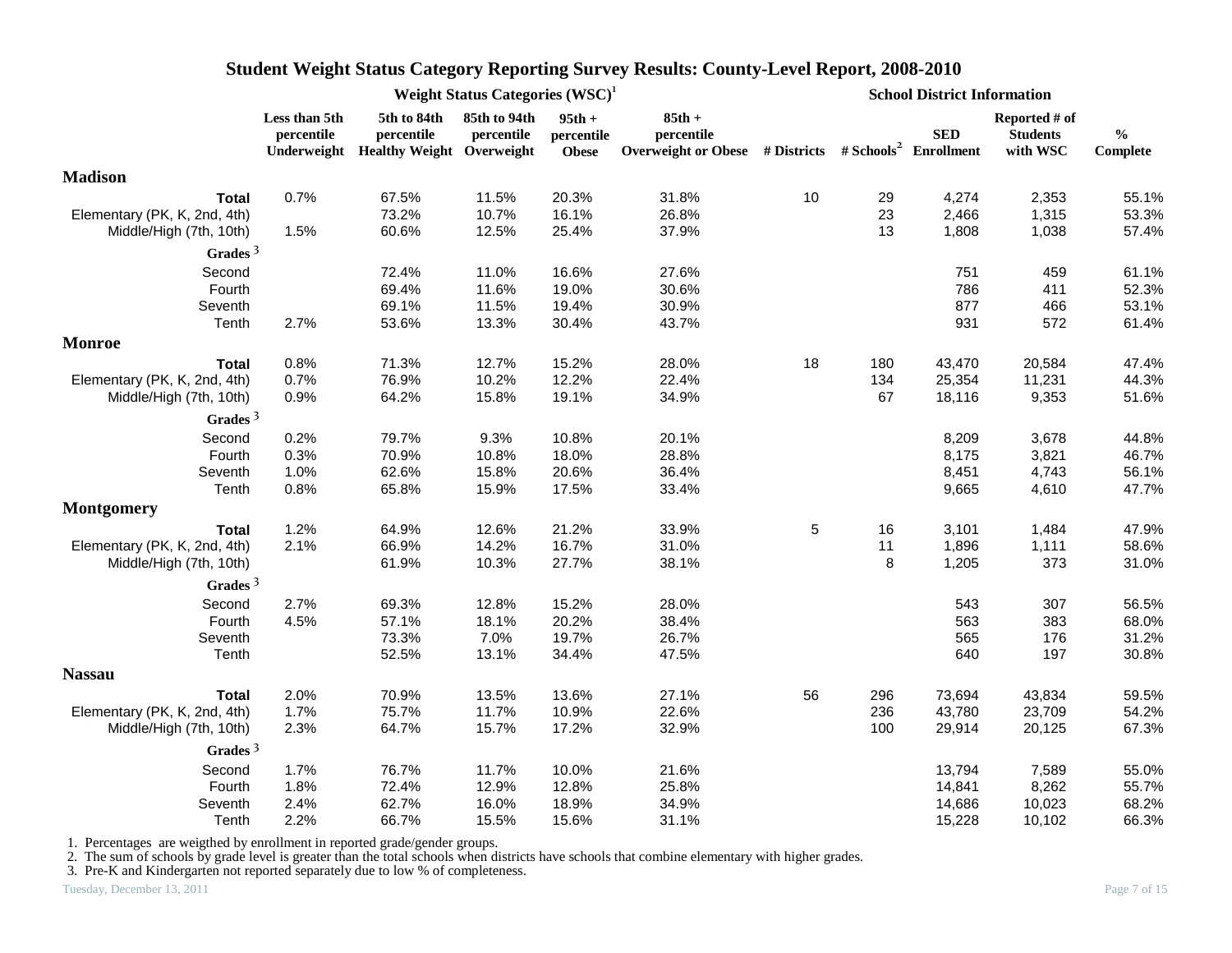# Student Weight Status Category Reporting Survey Results: County-Level Report, 2008-2010

| | Weight Status Categories (WSC)[1] | | | | | School District Information | | | | |
|---|---|---|---|---|---|---|---|---|---|---|
| | Less than 5th percentile Underweight | 5th to 84th percentile Healthy Weight | 85th to 94th percentile Overweight | 95th + percentile Obese | 85th + percentile Overweight or Obese | # Districts | # Schools[2] | SED Enrollment | Reported # of Students with WSC | % Complete |
| **Madison** | | | | | | | | | | |
| **Total** | 0.7% | 67.5% | 11.5% | 20.3% | 31.8% | 10 | 29 | 4,274 | 2,353 | 55.1% |
| Elementary (PK, K, 2nd, 4th) | | 73.2% | 10.7% | 16.1% | 26.8% | | 23 | 2,466 | 1,315 | 53.3% |
| Middle/High (7th, 10th) | 1.5% | 60.6% | 12.5% | 25.4% | 37.9% | | 13 | 1,808 | 1,038 | 57.4% |
| **Grades** [3] | | | | | | | | | | |
| Second | | 72.4% | 11.0% | 16.6% | 27.6% | | | 751 | 459 | 61.1% |
| Fourth | | 69.4% | 11.6% | 19.0% | 30.6% | | | 786 | 411 | 52.3% |
| Seventh | | 69.1% | 11.5% | 19.4% | 30.9% | | | 877 | 466 | 53.1% |
| Tenth | 2.7% | 53.6% | 13.3% | 30.4% | 43.7% | | | 931 | 572 | 61.4% |
| **Monroe** | | | | | | | | | | |
| **Total** | 0.8% | 71.3% | 12.7% | 15.2% | 28.0% | 18 | 180 | 43,470 | 20,584 | 47.4% |
| Elementary (PK, K, 2nd, 4th) | 0.7% | 76.9% | 10.2% | 12.2% | 22.4% | | 134 | 25,354 | 11,231 | 44.3% |
| Middle/High (7th, 10th) | 0.9% | 64.2% | 15.8% | 19.1% | 34.9% | | 67 | 18,116 | 9,353 | 51.6% |
| **Grades** [3] | | | | | | | | | | |
| Second | 0.2% | 79.7% | 9.3% | 10.8% | 20.1% | | | 8,209 | 3,678 | 44.8% |
| Fourth | 0.3% | 70.9% | 10.8% | 18.0% | 28.8% | | | 8,175 | 3,821 | 46.7% |
| Seventh | 1.0% | 62.6% | 15.8% | 20.6% | 36.4% | | | 8,451 | 4,743 | 56.1% |
| Tenth | 0.8% | 65.8% | 15.9% | 17.5% | 33.4% | | | 9,665 | 4,610 | 47.7% |
| **Montgomery** | | | | | | | | | | |
| **Total** | 1.2% | 64.9% | 12.6% | 21.2% | 33.9% | 5 | 16 | 3,101 | 1,484 | 47.9% |
| Elementary (PK, K, 2nd, 4th) | 2.1% | 66.9% | 14.2% | 16.7% | 31.0% | | 11 | 1,896 | 1,111 | 58.6% |
| Middle/High (7th, 10th) | | 61.9% | 10.3% | 27.7% | 38.1% | | 8 | 1,205 | 373 | 31.0% |
| **Grades** [3] | | | | | | | | | | |
| Second | 2.7% | 69.3% | 12.8% | 15.2% | 28.0% | | | 543 | 307 | 56.5% |
| Fourth | 4.5% | 57.1% | 18.1% | 20.2% | 38.4% | | | 563 | 383 | 68.0% |
| Seventh | | 73.3% | 7.0% | 19.7% | 26.7% | | | 565 | 176 | 31.2% |
| Tenth | | 52.5% | 13.1% | 34.4% | 47.5% | | | 640 | 197 | 30.8% |
| **Nassau** | | | | | | | | | | |
| **Total** | 2.0% | 70.9% | 13.5% | 13.6% | 27.1% | 56 | 296 | 73,694 | 43,834 | 59.5% |
| Elementary (PK, K, 2nd, 4th) | 1.7% | 75.7% | 11.7% | 10.9% | 22.6% | | 236 | 43,780 | 23,709 | 54.2% |
| Middle/High (7th, 10th) | 2.3% | 64.7% | 15.7% | 17.2% | 32.9% | | 100 | 29,914 | 20,125 | 67.3% |
| **Grades** [3] | | | | | | | | | | |
| Second | 1.7% | 76.7% | 11.7% | 10.0% | 21.6% | | | 13,794 | 7,589 | 55.0% |
| Fourth | 1.8% | 72.4% | 12.9% | 12.8% | 25.8% | | | 14,841 | 8,262 | 55.7% |
| Seventh | 2.4% | 62.7% | 16.0% | 18.9% | 34.9% | | | 14,686 | 10,023 | 68.2% |
| Tenth | 2.2% | 66.7% | 15.5% | 15.6% | 31.1% | | | 15,228 | 10,102 | 66.3% |

1. Percentages are weigthed by enrollment in reported grade/gender groups.
2. The sum of schools by grade level is greater than the total schools when districts have schools that combine elementary with higher grades.
3. Pre-K and Kindergarten not reported separately due to low % of completeness.

Tuesday, December 13, 2011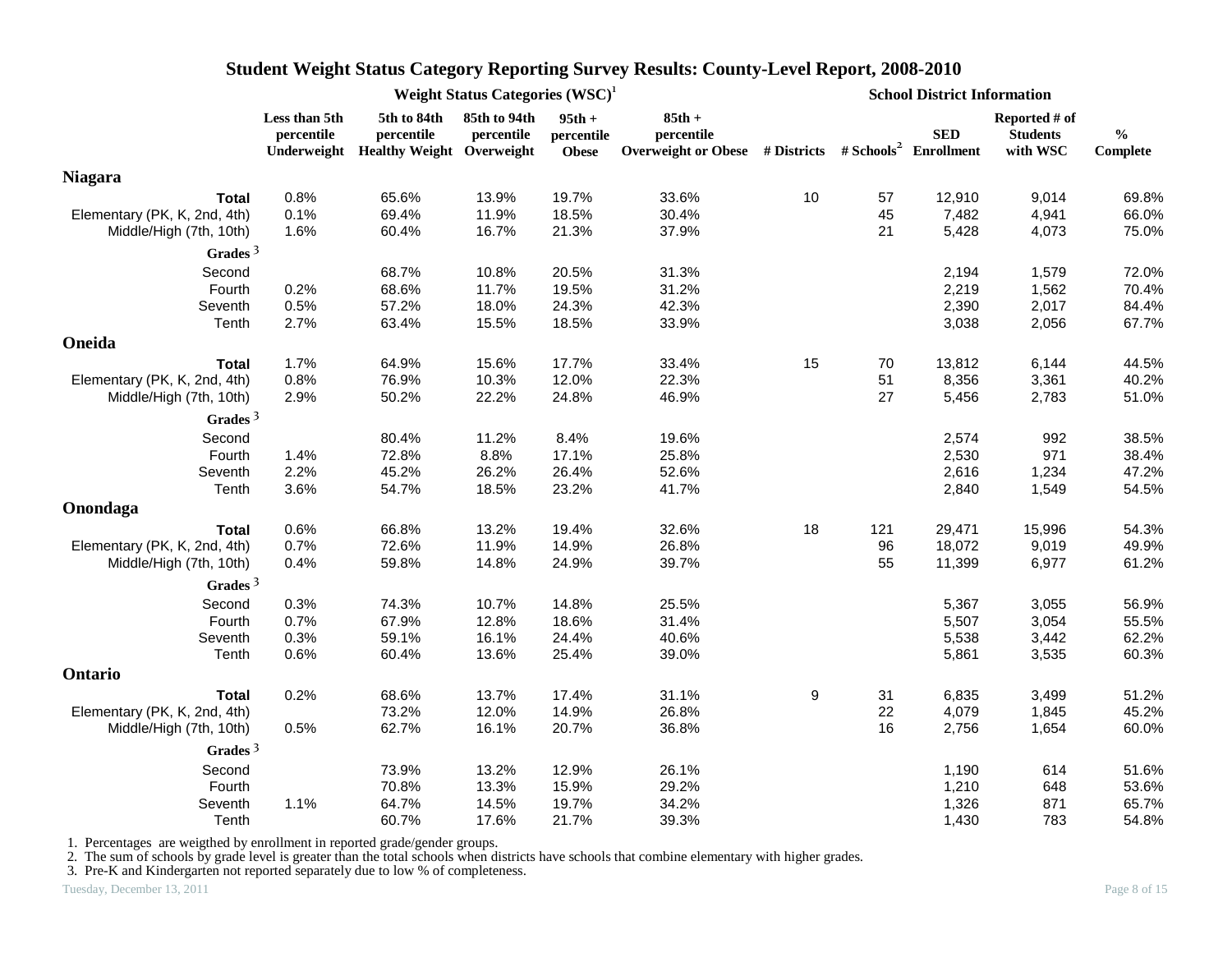# Student Weight Status Category Reporting Survey Results: County-Level Report, 2008-2010

| | Weight Status Categories (WSC)[1] | | | | | School District Information | | | | |
|---|---|---|---|---|---|---|---|---|---|---|
| | Less than 5th percentile Underweight | 5th to 84th percentile Healthy Weight | 85th to 94th percentile Overweight | 95th + percentile Obese | 85th + percentile Overweight or Obese | # Districts | # Schools[2] | SED Enrollment | Reported # of Students with WSC | % Complete |
| **Niagara** | | | | | | | | | | |
| **Total** | 0.8% | 65.6% | 13.9% | 19.7% | 33.6% | 10 | 57 | 12,910 | 9,014 | 69.8% |
| Elementary (PK, K, 2nd, 4th) | 0.1% | 69.4% | 11.9% | 18.5% | 30.4% | | 45 | 7,482 | 4,941 | 66.0% |
| Middle/High (7th, 10th) | 1.6% | 60.4% | 16.7% | 21.3% | 37.9% | | 21 | 5,428 | 4,073 | 75.0% |
| **Grades**[3] | | | | | | | | | | |
| Second | | 68.7% | 10.8% | 20.5% | 31.3% | | | 2,194 | 1,579 | 72.0% |
| Fourth | 0.2% | 68.6% | 11.7% | 19.5% | 31.2% | | | 2,219 | 1,562 | 70.4% |
| Seventh | 0.5% | 57.2% | 18.0% | 24.3% | 42.3% | | | 2,390 | 2,017 | 84.4% |
| Tenth | 2.7% | 63.4% | 15.5% | 18.5% | 33.9% | | | 3,038 | 2,056 | 67.7% |
| **Oneida** | | | | | | | | | | |
| **Total** | 1.7% | 64.9% | 15.6% | 17.7% | 33.4% | 15 | 70 | 13,812 | 6,144 | 44.5% |
| Elementary (PK, K, 2nd, 4th) | 0.8% | 76.9% | 10.3% | 12.0% | 22.3% | | 51 | 8,356 | 3,361 | 40.2% |
| Middle/High (7th, 10th) | 2.9% | 50.2% | 22.2% | 24.8% | 46.9% | | 27 | 5,456 | 2,783 | 51.0% |
| **Grades**[3] | | | | | | | | | | |
| Second | | 80.4% | 11.2% | 8.4% | 19.6% | | | 2,574 | 992 | 38.5% |
| Fourth | 1.4% | 72.8% | 8.8% | 17.1% | 25.8% | | | 2,530 | 971 | 38.4% |
| Seventh | 2.2% | 45.2% | 26.2% | 26.4% | 52.6% | | | 2,616 | 1,234 | 47.2% |
| Tenth | 3.6% | 54.7% | 18.5% | 23.2% | 41.7% | | | 2,840 | 1,549 | 54.5% |
| **Onondaga** | | | | | | | | | | |
| **Total** | 0.6% | 66.8% | 13.2% | 19.4% | 32.6% | 18 | 121 | 29,471 | 15,996 | 54.3% |
| Elementary (PK, K, 2nd, 4th) | 0.7% | 72.6% | 11.9% | 14.9% | 26.8% | | 96 | 18,072 | 9,019 | 49.9% |
| Middle/High (7th, 10th) | 0.4% | 59.8% | 14.8% | 24.9% | 39.7% | | 55 | 11,399 | 6,977 | 61.2% |
| **Grades**[3] | | | | | | | | | | |
| Second | 0.3% | 74.3% | 10.7% | 14.8% | 25.5% | | | 5,367 | 3,055 | 56.9% |
| Fourth | 0.7% | 67.9% | 12.8% | 18.6% | 31.4% | | | 5,507 | 3,054 | 55.5% |
| Seventh | 0.3% | 59.1% | 16.1% | 24.4% | 40.6% | | | 5,538 | 3,442 | 62.2% |
| Tenth | 0.6% | 60.4% | 13.6% | 25.4% | 39.0% | | | 5,861 | 3,535 | 60.3% |
| **Ontario** | | | | | | | | | | |
| **Total** | 0.2% | 68.6% | 13.7% | 17.4% | 31.1% | 9 | 31 | 6,835 | 3,499 | 51.2% |
| Elementary (PK, K, 2nd, 4th) | | 73.2% | 12.0% | 14.9% | 26.8% | | 22 | 4,079 | 1,845 | 45.2% |
| Middle/High (7th, 10th) | 0.5% | 62.7% | 16.1% | 20.7% | 36.8% | | 16 | 2,756 | 1,654 | 60.0% |
| **Grades**[3] | | | | | | | | | | |
| Second | | 73.9% | 13.2% | 12.9% | 26.1% | | | 1,190 | 614 | 51.6% |
| Fourth | | 70.8% | 13.3% | 15.9% | 29.2% | | | 1,210 | 648 | 53.6% |
| Seventh | 1.1% | 64.7% | 14.5% | 19.7% | 34.2% | | | 1,326 | 871 | 65.7% |
| Tenth | | 60.7% | 17.6% | 21.7% | 39.3% | | | 1,430 | 783 | 54.8% |

1. Percentages are weigthed by enrollment in reported grade/gender groups.
2. The sum of schools by grade level is greater than the total schools when districts have schools that combine elementary with higher grades.
3. Pre-K and Kindergarten not reported separately due to low % of completeness.

Tuesday, December 13, 2011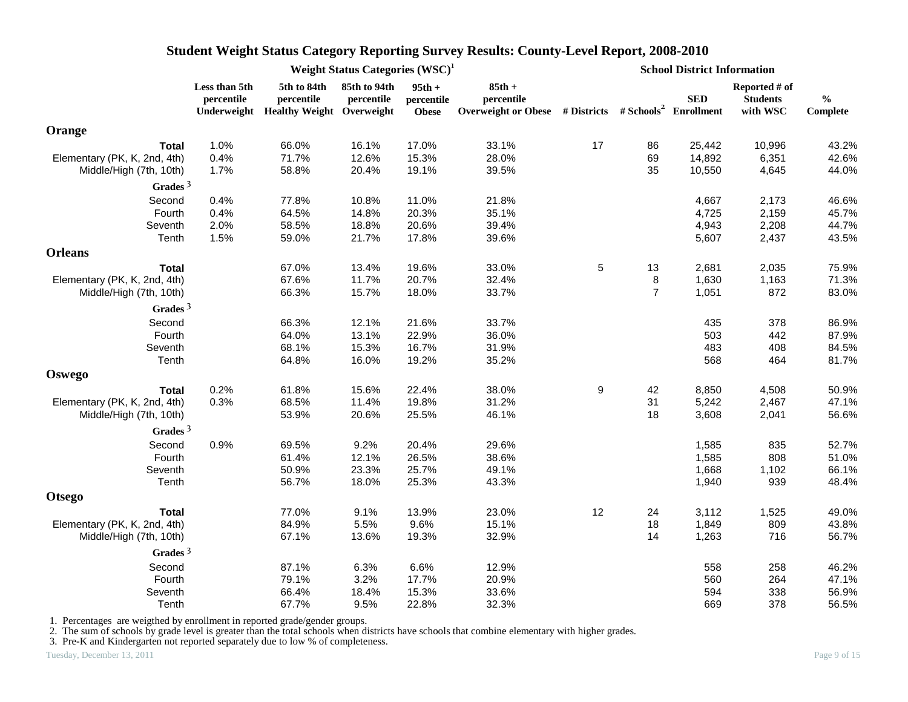# Student Weight Status Category Reporting Survey Results: County-Level Report, 2008-2010

| | Weight Status Categories (WSC)[1] | | | | | School District Information | | | | |
|---|---|---|---|---|---|---|---|---|---|---|
| | Less than 5th percentile Underweight | 5th to 84th percentile Healthy Weight | 85th to 94th percentile Overweight | 95th + percentile Obese | 85th + percentile Overweight or Obese | # Districts | # Schools[2] | SED Enrollment | Reported # of Students with WSC | % Complete |
| **Orange** | | | | | | | | | | |
| **Total** | 1.0% | 66.0% | 16.1% | 17.0% | 33.1% | 17 | 86 | 25,442 | 10,996 | 43.2% |
| Elementary (PK, K, 2nd, 4th) | 0.4% | 71.7% | 12.6% | 15.3% | 28.0% | | 69 | 14,892 | 6,351 | 42.6% |
| Middle/High (7th, 10th) | 1.7% | 58.8% | 20.4% | 19.1% | 39.5% | | 35 | 10,550 | 4,645 | 44.0% |
| **Grades** [3] | | | | | | | | | | |
| Second | 0.4% | 77.8% | 10.8% | 11.0% | 21.8% | | | 4,667 | 2,173 | 46.6% |
| Fourth | 0.4% | 64.5% | 14.8% | 20.3% | 35.1% | | | 4,725 | 2,159 | 45.7% |
| Seventh | 2.0% | 58.5% | 18.8% | 20.6% | 39.4% | | | 4,943 | 2,208 | 44.7% |
| Tenth | 1.5% | 59.0% | 21.7% | 17.8% | 39.6% | | | 5,607 | 2,437 | 43.5% |
| **Orleans** | | | | | | | | | | |
| **Total** | | 67.0% | 13.4% | 19.6% | 33.0% | 5 | 13 | 2,681 | 2,035 | 75.9% |
| Elementary (PK, K, 2nd, 4th) | | 67.6% | 11.7% | 20.7% | 32.4% | | 8 | 1,630 | 1,163 | 71.3% |
| Middle/High (7th, 10th) | | 66.3% | 15.7% | 18.0% | 33.7% | | 7 | 1,051 | 872 | 83.0% |
| **Grades** [3] | | | | | | | | | | |
| Second | | 66.3% | 12.1% | 21.6% | 33.7% | | | 435 | 378 | 86.9% |
| Fourth | | 64.0% | 13.1% | 22.9% | 36.0% | | | 503 | 442 | 87.9% |
| Seventh | | 68.1% | 15.3% | 16.7% | 31.9% | | | 483 | 408 | 84.5% |
| Tenth | | 64.8% | 16.0% | 19.2% | 35.2% | | | 568 | 464 | 81.7% |
| **Oswego** | | | | | | | | | | |
| **Total** | 0.2% | 61.8% | 15.6% | 22.4% | 38.0% | 9 | 42 | 8,850 | 4,508 | 50.9% |
| Elementary (PK, K, 2nd, 4th) | 0.3% | 68.5% | 11.4% | 19.8% | 31.2% | | 31 | 5,242 | 2,467 | 47.1% |
| Middle/High (7th, 10th) | | 53.9% | 20.6% | 25.5% | 46.1% | | 18 | 3,608 | 2,041 | 56.6% |
| **Grades** [3] | | | | | | | | | | |
| Second | 0.9% | 69.5% | 9.2% | 20.4% | 29.6% | | | 1,585 | 835 | 52.7% |
| Fourth | | 61.4% | 12.1% | 26.5% | 38.6% | | | 1,585 | 808 | 51.0% |
| Seventh | | 50.9% | 23.3% | 25.7% | 49.1% | | | 1,668 | 1,102 | 66.1% |
| Tenth | | 56.7% | 18.0% | 25.3% | 43.3% | | | 1,940 | 939 | 48.4% |
| **Otsego** | | | | | | | | | | |
| **Total** | | 77.0% | 9.1% | 13.9% | 23.0% | 12 | 24 | 3,112 | 1,525 | 49.0% |
| Elementary (PK, K, 2nd, 4th) | | 84.9% | 5.5% | 9.6% | 15.1% | | 18 | 1,849 | 809 | 43.8% |
| Middle/High (7th, 10th) | | 67.1% | 13.6% | 19.3% | 32.9% | | 14 | 1,263 | 716 | 56.7% |
| **Grades** [3] | | | | | | | | | | |
| Second | | 87.1% | 6.3% | 6.6% | 12.9% | | | 558 | 258 | 46.2% |
| Fourth | | 79.1% | 3.2% | 17.7% | 20.9% | | | 560 | 264 | 47.1% |
| Seventh | | 66.4% | 18.4% | 15.3% | 33.6% | | | 594 | 338 | 56.9% |
| Tenth | | 67.7% | 9.5% | 22.8% | 32.3% | | | 669 | 378 | 56.5% |

1. Percentages are weigthed by enrollment in reported grade/gender groups.
2. The sum of schools by grade level is greater than the total schools when districts have schools that combine elementary with higher grades.
3. Pre-K and Kindergarten not reported separately due to low % of completeness.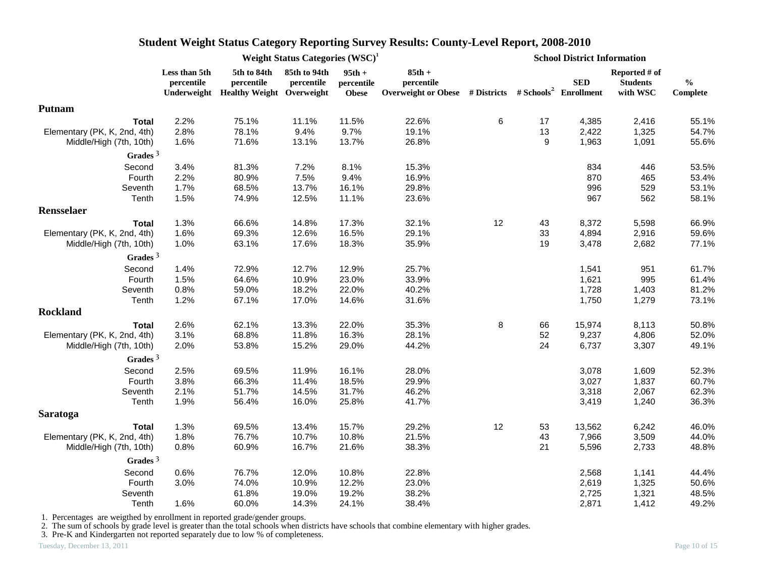# Student Weight Status Category Reporting Survey Results: County-Level Report, 2008-2010

| | Weight Status Categories (WSC)[1] | | | | | School District Information | | | | |
|---|---|---|---|---|---|---|---|---|---|---|
| | Less than 5th percentile Underweight | 5th to 84th percentile Healthy Weight | 85th to 94th percentile Overweight | 95th + percentile Obese | 85th + percentile Overweight or Obese | # Districts | # Schools[2] | SED Enrollment | Reported # of Students with WSC | % Complete |
| **Putnam** | | | | | | | | | | |
| **Total** | 2.2% | 75.1% | 11.1% | 11.5% | 22.6% | 6 | 17 | 4,385 | 2,416 | 55.1% |
| Elementary (PK, K, 2nd, 4th) | 2.8% | 78.1% | 9.4% | 9.7% | 19.1% | | 13 | 2,422 | 1,325 | 54.7% |
| Middle/High (7th, 10th) | 1.6% | 71.6% | 13.1% | 13.7% | 26.8% | | 9 | 1,963 | 1,091 | 55.6% |
| **Grades**[3] | | | | | | | | | | |
| Second | 3.4% | 81.3% | 7.2% | 8.1% | 15.3% | | | 834 | 446 | 53.5% |
| Fourth | 2.2% | 80.9% | 7.5% | 9.4% | 16.9% | | | 870 | 465 | 53.4% |
| Seventh | 1.7% | 68.5% | 13.7% | 16.1% | 29.8% | | | 996 | 529 | 53.1% |
| Tenth | 1.5% | 74.9% | 12.5% | 11.1% | 23.6% | | | 967 | 562 | 58.1% |
| **Rensselaer** | | | | | | | | | | |
| **Total** | 1.3% | 66.6% | 14.8% | 17.3% | 32.1% | 12 | 43 | 8,372 | 5,598 | 66.9% |
| Elementary (PK, K, 2nd, 4th) | 1.6% | 69.3% | 12.6% | 16.5% | 29.1% | | 33 | 4,894 | 2,916 | 59.6% |
| Middle/High (7th, 10th) | 1.0% | 63.1% | 17.6% | 18.3% | 35.9% | | 19 | 3,478 | 2,682 | 77.1% |
| **Grades**[3] | | | | | | | | | | |
| Second | 1.4% | 72.9% | 12.7% | 12.9% | 25.7% | | | 1,541 | 951 | 61.7% |
| Fourth | 1.5% | 64.6% | 10.9% | 23.0% | 33.9% | | | 1,621 | 995 | 61.4% |
| Seventh | 0.8% | 59.0% | 18.2% | 22.0% | 40.2% | | | 1,728 | 1,403 | 81.2% |
| Tenth | 1.2% | 67.1% | 17.0% | 14.6% | 31.6% | | | 1,750 | 1,279 | 73.1% |
| **Rockland** | | | | | | | | | | |
| **Total** | 2.6% | 62.1% | 13.3% | 22.0% | 35.3% | 8 | 66 | 15,974 | 8,113 | 50.8% |
| Elementary (PK, K, 2nd, 4th) | 3.1% | 68.8% | 11.8% | 16.3% | 28.1% | | 52 | 9,237 | 4,806 | 52.0% |
| Middle/High (7th, 10th) | 2.0% | 53.8% | 15.2% | 29.0% | 44.2% | | 24 | 6,737 | 3,307 | 49.1% |
| **Grades**[3] | | | | | | | | | | |
| Second | 2.5% | 69.5% | 11.9% | 16.1% | 28.0% | | | 3,078 | 1,609 | 52.3% |
| Fourth | 3.8% | 66.3% | 11.4% | 18.5% | 29.9% | | | 3,027 | 1,837 | 60.7% |
| Seventh | 2.1% | 51.7% | 14.5% | 31.7% | 46.2% | | | 3,318 | 2,067 | 62.3% |
| Tenth | 1.9% | 56.4% | 16.0% | 25.8% | 41.7% | | | 3,419 | 1,240 | 36.3% |
| **Saratoga** | | | | | | | | | | |
| **Total** | 1.3% | 69.5% | 13.4% | 15.7% | 29.2% | 12 | 53 | 13,562 | 6,242 | 46.0% |
| Elementary (PK, K, 2nd, 4th) | 1.8% | 76.7% | 10.7% | 10.8% | 21.5% | | 43 | 7,966 | 3,509 | 44.0% |
| Middle/High (7th, 10th) | 0.8% | 60.9% | 16.7% | 21.6% | 38.3% | | 21 | 5,596 | 2,733 | 48.8% |
| **Grades**[3] | | | | | | | | | | |
| Second | 0.6% | 76.7% | 12.0% | 10.8% | 22.8% | | | 2,568 | 1,141 | 44.4% |
| Fourth | 3.0% | 74.0% | 10.9% | 12.2% | 23.0% | | | 2,619 | 1,325 | 50.6% |
| Seventh | | 61.8% | 19.0% | 19.2% | 38.2% | | | 2,725 | 1,321 | 48.5% |
| Tenth | 1.6% | 60.0% | 14.3% | 24.1% | 38.4% | | | 2,871 | 1,412 | 49.2% |

1. Percentages are weigthed by enrollment in reported grade/gender groups.
2. The sum of schools by grade level is greater than the total schools when districts have schools that combine elementary with higher grades.
3. Pre-K and Kindergarten not reported separately due to low % of completeness.

Tuesday, December 13, 2011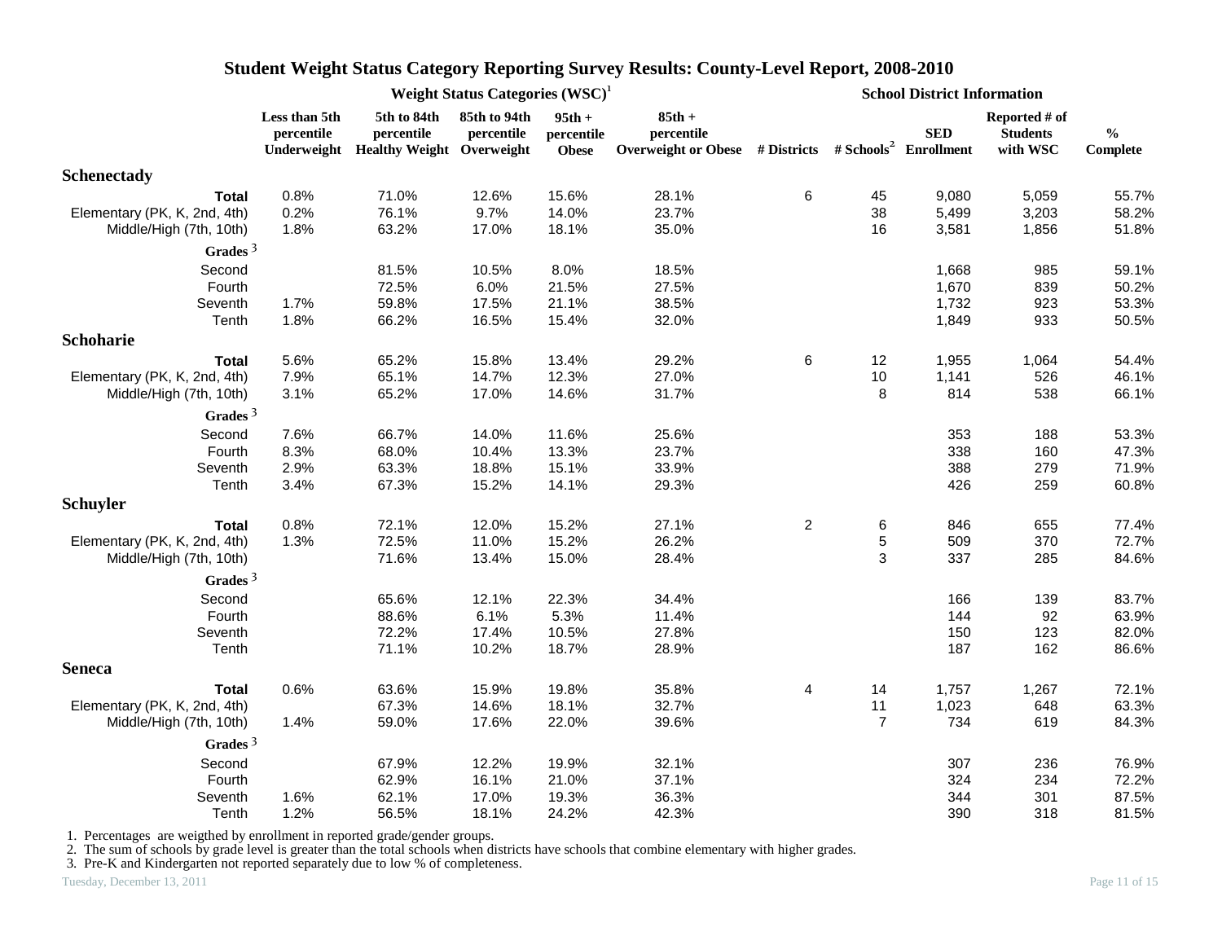# Student Weight Status Category Reporting Survey Results: County-Level Report, 2008-2010

| | Weight Status Categories (WSC)[1] | | | | | School District Information | | | | |
|---|---|---|---|---|---|---|---|---|---|---|
| | Less than 5th percentile Underweight | 5th to 84th percentile Healthy Weight | 85th to 94th percentile Overweight | 95th + percentile Obese | 85th + percentile Overweight or Obese | # Districts | # Schools[2] | SED Enrollment | Reported # of Students with WSC | % Complete |
| **Schenectady** | | | | | | | | | | |
| **Total** | 0.8% | 71.0% | 12.6% | 15.6% | 28.1% | 6 | 45 | 9,080 | 5,059 | 55.7% |
| Elementary (PK, K, 2nd, 4th) | 0.2% | 76.1% | 9.7% | 14.0% | 23.7% | | 38 | 5,499 | 3,203 | 58.2% |
| Middle/High (7th, 10th) | 1.8% | 63.2% | 17.0% | 18.1% | 35.0% | | 16 | 3,581 | 1,856 | 51.8% |
| **Grades**[3] | | | | | | | | | | |
| Second | | 81.5% | 10.5% | 8.0% | 18.5% | | | 1,668 | 985 | 59.1% |
| Fourth | | 72.5% | 6.0% | 21.5% | 27.5% | | | 1,670 | 839 | 50.2% |
| Seventh | 1.7% | 59.8% | 17.5% | 21.1% | 38.5% | | | 1,732 | 923 | 53.3% |
| Tenth | 1.8% | 66.2% | 16.5% | 15.4% | 32.0% | | | 1,849 | 933 | 50.5% |
| **Schoharie** | | | | | | | | | | |
| **Total** | 5.6% | 65.2% | 15.8% | 13.4% | 29.2% | 6 | 12 | 1,955 | 1,064 | 54.4% |
| Elementary (PK, K, 2nd, 4th) | 7.9% | 65.1% | 14.7% | 12.3% | 27.0% | | 10 | 1,141 | 526 | 46.1% |
| Middle/High (7th, 10th) | 3.1% | 65.2% | 17.0% | 14.6% | 31.7% | | 8 | 814 | 538 | 66.1% |
| **Grades**[3] | | | | | | | | | | |
| Second | 7.6% | 66.7% | 14.0% | 11.6% | 25.6% | | | 353 | 188 | 53.3% |
| Fourth | 8.3% | 68.0% | 10.4% | 13.3% | 23.7% | | | 338 | 160 | 47.3% |
| Seventh | 2.9% | 63.3% | 18.8% | 15.1% | 33.9% | | | 388 | 279 | 71.9% |
| Tenth | 3.4% | 67.3% | 15.2% | 14.1% | 29.3% | | | 426 | 259 | 60.8% |
| **Schuyler** | | | | | | | | | | |
| **Total** | 0.8% | 72.1% | 12.0% | 15.2% | 27.1% | 2 | 6 | 846 | 655 | 77.4% |
| Elementary (PK, K, 2nd, 4th) | 1.3% | 72.5% | 11.0% | 15.2% | 26.2% | | 5 | 509 | 370 | 72.7% |
| Middle/High (7th, 10th) | | 71.6% | 13.4% | 15.0% | 28.4% | | 3 | 337 | 285 | 84.6% |
| **Grades**[3] | | | | | | | | | | |
| Second | | 65.6% | 12.1% | 22.3% | 34.4% | | | 166 | 139 | 83.7% |
| Fourth | | 88.6% | 6.1% | 5.3% | 11.4% | | | 144 | 92 | 63.9% |
| Seventh | | 72.2% | 17.4% | 10.5% | 27.8% | | | 150 | 123 | 82.0% |
| Tenth | | 71.1% | 10.2% | 18.7% | 28.9% | | | 187 | 162 | 86.6% |
| **Seneca** | | | | | | | | | | |
| **Total** | 0.6% | 63.6% | 15.9% | 19.8% | 35.8% | 4 | 14 | 1,757 | 1,267 | 72.1% |
| Elementary (PK, K, 2nd, 4th) | | 67.3% | 14.6% | 18.1% | 32.7% | | 11 | 1,023 | 648 | 63.3% |
| Middle/High (7th, 10th) | 1.4% | 59.0% | 17.6% | 22.0% | 39.6% | | 7 | 734 | 619 | 84.3% |
| **Grades**[3] | | | | | | | | | | |
| Second | | 67.9% | 12.2% | 19.9% | 32.1% | | | 307 | 236 | 76.9% |
| Fourth | | 62.9% | 16.1% | 21.0% | 37.1% | | | 324 | 234 | 72.2% |
| Seventh | 1.6% | 62.1% | 17.0% | 19.3% | 36.3% | | | 344 | 301 | 87.5% |
| Tenth | 1.2% | 56.5% | 18.1% | 24.2% | 42.3% | | | 390 | 318 | 81.5% |

1. Percentages are weigthed by enrollment in reported grade/gender groups.
2. The sum of schools by grade level is greater than the total schools when districts have schools that combine elementary with higher grades.
3. Pre-K and Kindergarten not reported separately due to low % of completeness.

Tuesday, December 13, 2011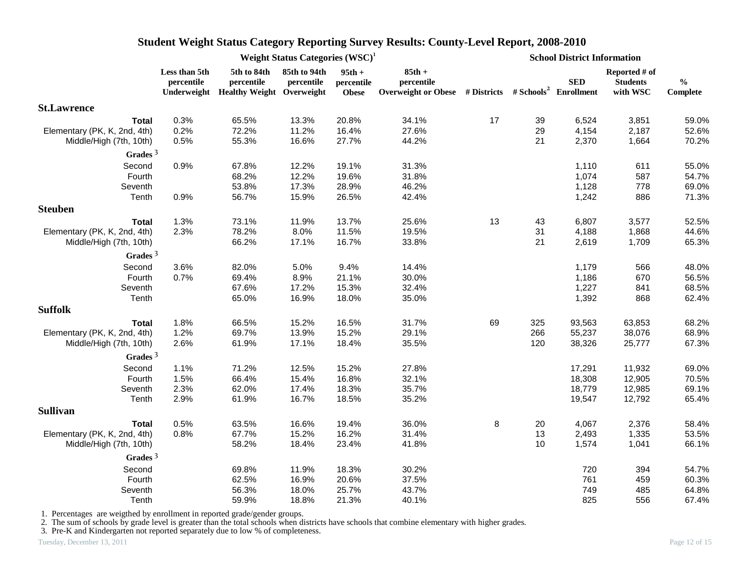# Student Weight Status Category Reporting Survey Results: County-Level Report, 2008-2010

| | Weight Status Categories (WSC)[1] | | | | | School District Information | | | | |
|---|---|---|---|---|---|---|---|---|---|---|
| | Less than 5th percentile Underweight | 5th to 84th percentile Healthy Weight | 85th to 94th percentile Overweight | 95th + percentile Obese | 85th + percentile Overweight or Obese | # Districts | # Schools[2] | SED Enrollment | Reported # of Students with WSC | % Complete |
| **St.Lawrence** | | | | | | | | | | |
| **Total** | 0.3% | 65.5% | 13.3% | 20.8% | 34.1% | 17 | 39 | 6,524 | 3,851 | 59.0% |
| Elementary (PK, K, 2nd, 4th) | 0.2% | 72.2% | 11.2% | 16.4% | 27.6% | | 29 | 4,154 | 2,187 | 52.6% |
| Middle/High (7th, 10th) | 0.5% | 55.3% | 16.6% | 27.7% | 44.2% | | 21 | 2,370 | 1,664 | 70.2% |
| **Grades**[3] | | | | | | | | | | |
| Second | 0.9% | 67.8% | 12.2% | 19.1% | 31.3% | | | 1,110 | 611 | 55.0% |
| Fourth | | 68.2% | 12.2% | 19.6% | 31.8% | | | 1,074 | 587 | 54.7% |
| Seventh | | 53.8% | 17.3% | 28.9% | 46.2% | | | 1,128 | 778 | 69.0% |
| Tenth | 0.9% | 56.7% | 15.9% | 26.5% | 42.4% | | | 1,242 | 886 | 71.3% |
| **Steuben** | | | | | | | | | | |
| **Total** | 1.3% | 73.1% | 11.9% | 13.7% | 25.6% | 13 | 43 | 6,807 | 3,577 | 52.5% |
| Elementary (PK, K, 2nd, 4th) | 2.3% | 78.2% | 8.0% | 11.5% | 19.5% | | 31 | 4,188 | 1,868 | 44.6% |
| Middle/High (7th, 10th) | | 66.2% | 17.1% | 16.7% | 33.8% | | 21 | 2,619 | 1,709 | 65.3% |
| **Grades**[3] | | | | | | | | | | |
| Second | 3.6% | 82.0% | 5.0% | 9.4% | 14.4% | | | 1,179 | 566 | 48.0% |
| Fourth | 0.7% | 69.4% | 8.9% | 21.1% | 30.0% | | | 1,186 | 670 | 56.5% |
| Seventh | | 67.6% | 17.2% | 15.3% | 32.4% | | | 1,227 | 841 | 68.5% |
| Tenth | | 65.0% | 16.9% | 18.0% | 35.0% | | | 1,392 | 868 | 62.4% |
| **Suffolk** | | | | | | | | | | |
| **Total** | 1.8% | 66.5% | 15.2% | 16.5% | 31.7% | 69 | 325 | 93,563 | 63,853 | 68.2% |
| Elementary (PK, K, 2nd, 4th) | 1.2% | 69.7% | 13.9% | 15.2% | 29.1% | | 266 | 55,237 | 38,076 | 68.9% |
| Middle/High (7th, 10th) | 2.6% | 61.9% | 17.1% | 18.4% | 35.5% | | 120 | 38,326 | 25,777 | 67.3% |
| **Grades**[3] | | | | | | | | | | |
| Second | 1.1% | 71.2% | 12.5% | 15.2% | 27.8% | | | 17,291 | 11,932 | 69.0% |
| Fourth | 1.5% | 66.4% | 15.4% | 16.8% | 32.1% | | | 18,308 | 12,905 | 70.5% |
| Seventh | 2.3% | 62.0% | 17.4% | 18.3% | 35.7% | | | 18,779 | 12,985 | 69.1% |
| Tenth | 2.9% | 61.9% | 16.7% | 18.5% | 35.2% | | | 19,547 | 12,792 | 65.4% |
| **Sullivan** | | | | | | | | | | |
| **Total** | 0.5% | 63.5% | 16.6% | 19.4% | 36.0% | 8 | 20 | 4,067 | 2,376 | 58.4% |
| Elementary (PK, K, 2nd, 4th) | 0.8% | 67.7% | 15.2% | 16.2% | 31.4% | | 13 | 2,493 | 1,335 | 53.5% |
| Middle/High (7th, 10th) | | 58.2% | 18.4% | 23.4% | 41.8% | | 10 | 1,574 | 1,041 | 66.1% |
| **Grades**[3] | | | | | | | | | | |
| Second | | 69.8% | 11.9% | 18.3% | 30.2% | | | 720 | 394 | 54.7% |
| Fourth | | 62.5% | 16.9% | 20.6% | 37.5% | | | 761 | 459 | 60.3% |
| Seventh | | 56.3% | 18.0% | 25.7% | 43.7% | | | 749 | 485 | 64.8% |
| Tenth | | 59.9% | 18.8% | 21.3% | 40.1% | | | 825 | 556 | 67.4% |

1. Percentages are weigthed by enrollment in reported grade/gender groups.
2. The sum of schools by grade level is greater than the total schools when districts have schools that combine elementary with higher grades.
3. Pre-K and Kindergarten not reported separately due to low % of completeness.

Tuesday, December 13, 2011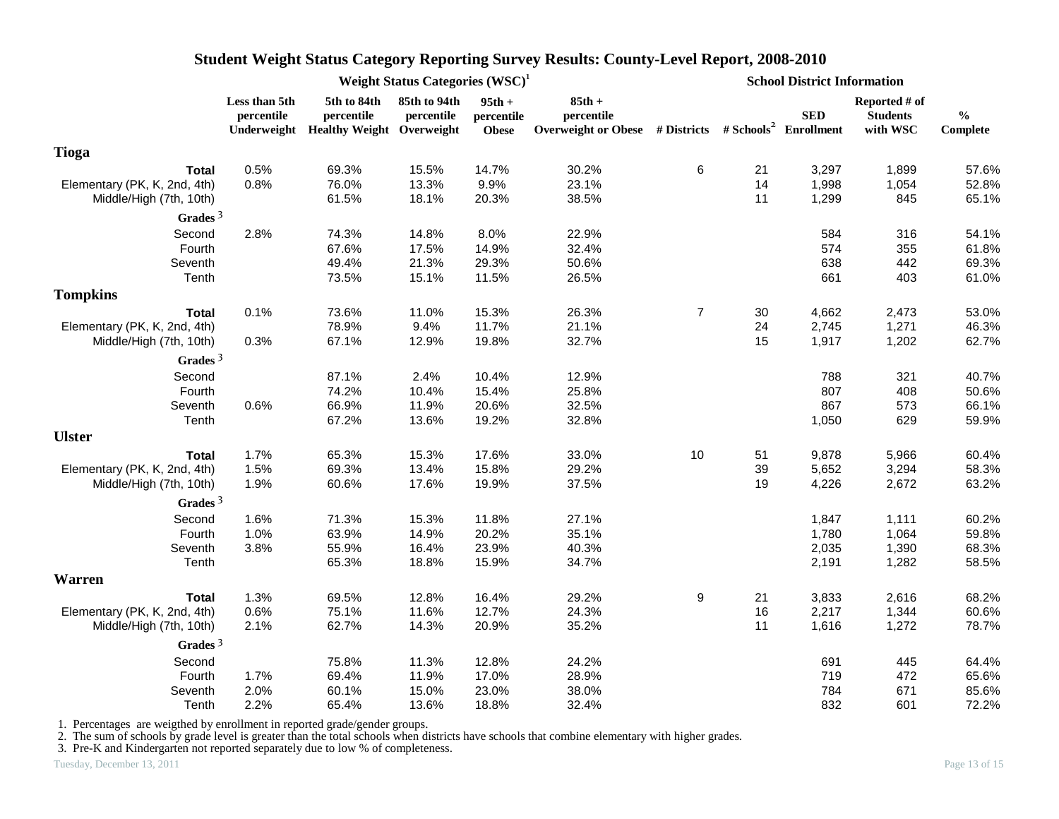# Student Weight Status Category Reporting Survey Results: County-Level Report, 2008-2010

| | Weight Status Categories (WSC)[1] | | | | | School District Information | | | | |
|---|---|---|---|---|---|---|---|---|---|---|
| | Less than 5th percentile Underweight | 5th to 84th percentile Healthy Weight | 85th to 94th percentile Overweight | 95th + percentile Obese | 85th + percentile Overweight or Obese | # Districts | # Schools[2] | SED Enrollment | Reported # of Students with WSC | % Complete |
| **Tioga** | | | | | | | | | | |
| **Total** | 0.5% | 69.3% | 15.5% | 14.7% | 30.2% | 6 | 21 | 3,297 | 1,899 | 57.6% |
| Elementary (PK, K, 2nd, 4th) | 0.8% | 76.0% | 13.3% | 9.9% | 23.1% | | 14 | 1,998 | 1,054 | 52.8% |
| Middle/High (7th, 10th) | | 61.5% | 18.1% | 20.3% | 38.5% | | 11 | 1,299 | 845 | 65.1% |
| **Grades** [3] | | | | | | | | | | |
| Second | 2.8% | 74.3% | 14.8% | 8.0% | 22.9% | | | 584 | 316 | 54.1% |
| Fourth | | 67.6% | 17.5% | 14.9% | 32.4% | | | 574 | 355 | 61.8% |
| Seventh | | 49.4% | 21.3% | 29.3% | 50.6% | | | 638 | 442 | 69.3% |
| Tenth | | 73.5% | 15.1% | 11.5% | 26.5% | | | 661 | 403 | 61.0% |
| **Tompkins** | | | | | | | | | | |
| **Total** | 0.1% | 73.6% | 11.0% | 15.3% | 26.3% | 7 | 30 | 4,662 | 2,473 | 53.0% |
| Elementary (PK, K, 2nd, 4th) | | 78.9% | 9.4% | 11.7% | 21.1% | | 24 | 2,745 | 1,271 | 46.3% |
| Middle/High (7th, 10th) | 0.3% | 67.1% | 12.9% | 19.8% | 32.7% | | 15 | 1,917 | 1,202 | 62.7% |
| **Grades** [3] | | | | | | | | | | |
| Second | | 87.1% | 2.4% | 10.4% | 12.9% | | | 788 | 321 | 40.7% |
| Fourth | | 74.2% | 10.4% | 15.4% | 25.8% | | | 807 | 408 | 50.6% |
| Seventh | 0.6% | 66.9% | 11.9% | 20.6% | 32.5% | | | 867 | 573 | 66.1% |
| Tenth | | 67.2% | 13.6% | 19.2% | 32.8% | | | 1,050 | 629 | 59.9% |
| **Ulster** | | | | | | | | | | |
| **Total** | 1.7% | 65.3% | 15.3% | 17.6% | 33.0% | 10 | 51 | 9,878 | 5,966 | 60.4% |
| Elementary (PK, K, 2nd, 4th) | 1.5% | 69.3% | 13.4% | 15.8% | 29.2% | | 39 | 5,652 | 3,294 | 58.3% |
| Middle/High (7th, 10th) | 1.9% | 60.6% | 17.6% | 19.9% | 37.5% | | 19 | 4,226 | 2,672 | 63.2% |
| **Grades** [3] | | | | | | | | | | |
| Second | 1.6% | 71.3% | 15.3% | 11.8% | 27.1% | | | 1,847 | 1,111 | 60.2% |
| Fourth | 1.0% | 63.9% | 14.9% | 20.2% | 35.1% | | | 1,780 | 1,064 | 59.8% |
| Seventh | 3.8% | 55.9% | 16.4% | 23.9% | 40.3% | | | 2,035 | 1,390 | 68.3% |
| Tenth | | 65.3% | 18.8% | 15.9% | 34.7% | | | 2,191 | 1,282 | 58.5% |
| **Warren** | | | | | | | | | | |
| **Total** | 1.3% | 69.5% | 12.8% | 16.4% | 29.2% | 9 | 21 | 3,833 | 2,616 | 68.2% |
| Elementary (PK, K, 2nd, 4th) | 0.6% | 75.1% | 11.6% | 12.7% | 24.3% | | 16 | 2,217 | 1,344 | 60.6% |
| Middle/High (7th, 10th) | 2.1% | 62.7% | 14.3% | 20.9% | 35.2% | | 11 | 1,616 | 1,272 | 78.7% |
| **Grades** [3] | | | | | | | | | | |
| Second | | 75.8% | 11.3% | 12.8% | 24.2% | | | 691 | 445 | 64.4% |
| Fourth | 1.7% | 69.4% | 11.9% | 17.0% | 28.9% | | | 719 | 472 | 65.6% |
| Seventh | 2.0% | 60.1% | 15.0% | 23.0% | 38.0% | | | 784 | 671 | 85.6% |
| Tenth | 2.2% | 65.4% | 13.6% | 18.8% | 32.4% | | | 832 | 601 | 72.2% |

1. Percentages are weigthed by enrollment in reported grade/gender groups.
2. The sum of schools by grade level is greater than the total schools when districts have schools that combine elementary with higher grades.
3. Pre-K and Kindergarten not reported separately due to low % of completeness.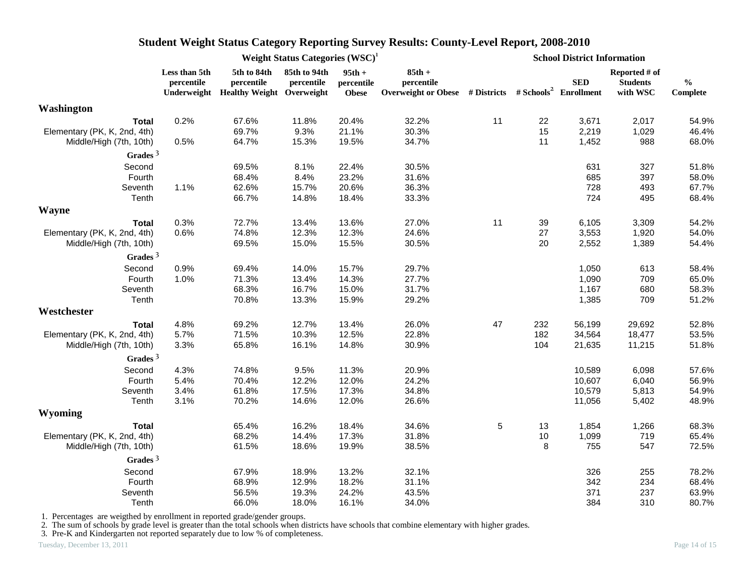# Student Weight Status Category Reporting Survey Results: County-Level Report, 2008-2010

| | Weight Status Categories (WSC)[1] | | | | | School District Information | | | | |
|---|---|---|---|---|---|---|---|---|---|---|
| | Less than 5th percentile Underweight | 5th to 84th percentile Healthy Weight | 85th to 94th percentile Overweight | 95th + percentile Obese | 85th + percentile Overweight or Obese | # Districts | # Schools[2] | SED Enrollment | Reported # of Students with WSC | % Complete |
| **Washington** | | | | | | | | | | |
| **Total** | 0.2% | 67.6% | 11.8% | 20.4% | 32.2% | 11 | 22 | 3,671 | 2,017 | 54.9% |
| Elementary (PK, K, 2nd, 4th) | | 69.7% | 9.3% | 21.1% | 30.3% | | 15 | 2,219 | 1,029 | 46.4% |
| Middle/High (7th, 10th) | 0.5% | 64.7% | 15.3% | 19.5% | 34.7% | | 11 | 1,452 | 988 | 68.0% |
| **Grades**[3] | | | | | | | | | | |
| Second | | 69.5% | 8.1% | 22.4% | 30.5% | | | 631 | 327 | 51.8% |
| Fourth | | 68.4% | 8.4% | 23.2% | 31.6% | | | 685 | 397 | 58.0% |
| Seventh | 1.1% | 62.6% | 15.7% | 20.6% | 36.3% | | | 728 | 493 | 67.7% |
| Tenth | | 66.7% | 14.8% | 18.4% | 33.3% | | | 724 | 495 | 68.4% |
| **Wayne** | | | | | | | | | | |
| **Total** | 0.3% | 72.7% | 13.4% | 13.6% | 27.0% | 11 | 39 | 6,105 | 3,309 | 54.2% |
| Elementary (PK, K, 2nd, 4th) | 0.6% | 74.8% | 12.3% | 12.3% | 24.6% | | 27 | 3,553 | 1,920 | 54.0% |
| Middle/High (7th, 10th) | | 69.5% | 15.0% | 15.5% | 30.5% | | 20 | 2,552 | 1,389 | 54.4% |
| **Grades**[3] | | | | | | | | | | |
| Second | 0.9% | 69.4% | 14.0% | 15.7% | 29.7% | | | 1,050 | 613 | 58.4% |
| Fourth | 1.0% | 71.3% | 13.4% | 14.3% | 27.7% | | | 1,090 | 709 | 65.0% |
| Seventh | | 68.3% | 16.7% | 15.0% | 31.7% | | | 1,167 | 680 | 58.3% |
| Tenth | | 70.8% | 13.3% | 15.9% | 29.2% | | | 1,385 | 709 | 51.2% |
| **Westchester** | | | | | | | | | | |
| **Total** | 4.8% | 69.2% | 12.7% | 13.4% | 26.0% | 47 | 232 | 56,199 | 29,692 | 52.8% |
| Elementary (PK, K, 2nd, 4th) | 5.7% | 71.5% | 10.3% | 12.5% | 22.8% | | 182 | 34,564 | 18,477 | 53.5% |
| Middle/High (7th, 10th) | 3.3% | 65.8% | 16.1% | 14.8% | 30.9% | | 104 | 21,635 | 11,215 | 51.8% |
| **Grades**[3] | | | | | | | | | | |
| Second | 4.3% | 74.8% | 9.5% | 11.3% | 20.9% | | | 10,589 | 6,098 | 57.6% |
| Fourth | 5.4% | 70.4% | 12.2% | 12.0% | 24.2% | | | 10,607 | 6,040 | 56.9% |
| Seventh | 3.4% | 61.8% | 17.5% | 17.3% | 34.8% | | | 10,579 | 5,813 | 54.9% |
| Tenth | 3.1% | 70.2% | 14.6% | 12.0% | 26.6% | | | 11,056 | 5,402 | 48.9% |
| **Wyoming** | | | | | | | | | | |
| **Total** | | 65.4% | 16.2% | 18.4% | 34.6% | 5 | 13 | 1,854 | 1,266 | 68.3% |
| Elementary (PK, K, 2nd, 4th) | | 68.2% | 14.4% | 17.3% | 31.8% | | 10 | 1,099 | 719 | 65.4% |
| Middle/High (7th, 10th) | | 61.5% | 18.6% | 19.9% | 38.5% | | 8 | 755 | 547 | 72.5% |
| **Grades**[3] | | | | | | | | | | |
| Second | | 67.9% | 18.9% | 13.2% | 32.1% | | | 326 | 255 | 78.2% |
| Fourth | | 68.9% | 12.9% | 18.2% | 31.1% | | | 342 | 234 | 68.4% |
| Seventh | | 56.5% | 19.3% | 24.2% | 43.5% | | | 371 | 237 | 63.9% |
| Tenth | | 66.0% | 18.0% | 16.1% | 34.0% | | | 384 | 310 | 80.7% |

1. Percentages are weigthed by enrollment in reported grade/gender groups.
2. The sum of schools by grade level is greater than the total schools when districts have schools that combine elementary with higher grades.
3. Pre-K and Kindergarten not reported separately due to low % of completeness.

Tuesday, December 13, 2011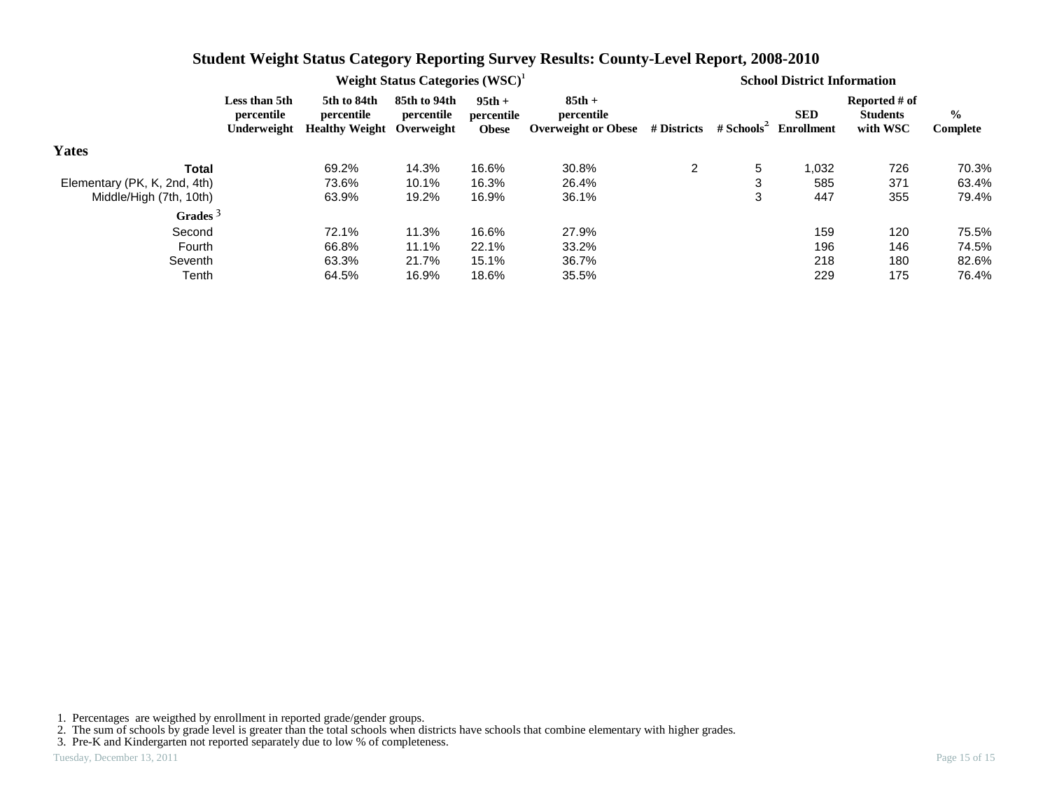# Student Weight Status Category Reporting Survey Results: County-Level Report, 2008-2010

| | Weight Status Categories (WSC)[1] | | | | | School District Information | | | | |
|---|---|---|---|---|---|---|---|---|---|---|
| | Less than 5th percentile Underweight | 5th to 84th percentile Healthy Weight | 85th to 94th percentile Overweight | 95th + percentile Obese | 85th + percentile Overweight or Obese | # Districts | # Schools[2] | SED Enrollment | Reported # of Students with WSC | % Complete |
| **Yates** | | | | | | | | | | |
| **Total** | | 69.2% | 14.3% | 16.6% | 30.8% | 2 | 5 | 1,032 | 726 | 70.3% |
| Elementary (PK, K, 2nd, 4th) | | 73.6% | 10.1% | 16.3% | 26.4% | | 3 | 585 | 371 | 63.4% |
| Middle/High (7th, 10th) | | 63.9% | 19.2% | 16.9% | 36.1% | | 3 | 447 | 355 | 79.4% |
| **Grades** [3] | | | | | | | | | | |
| Second | | 72.1% | 11.3% | 16.6% | 27.9% | | | 159 | 120 | 75.5% |
| Fourth | | 66.8% | 11.1% | 22.1% | 33.2% | | | 196 | 146 | 74.5% |
| Seventh | | 63.3% | 21.7% | 15.1% | 36.7% | | | 218 | 180 | 82.6% |
| Tenth | | 64.5% | 16.9% | 18.6% | 35.5% | | | 229 | 175 | 76.4% |

1. Percentages are weigthed by enrollment in reported grade/gender groups.
2. The sum of schools by grade level is greater than the total schools when districts have schools that combine elementary with higher grades.
3. Pre-K and Kindergarten not reported separately due to low % of completeness.

Tuesday, December 13, 2011